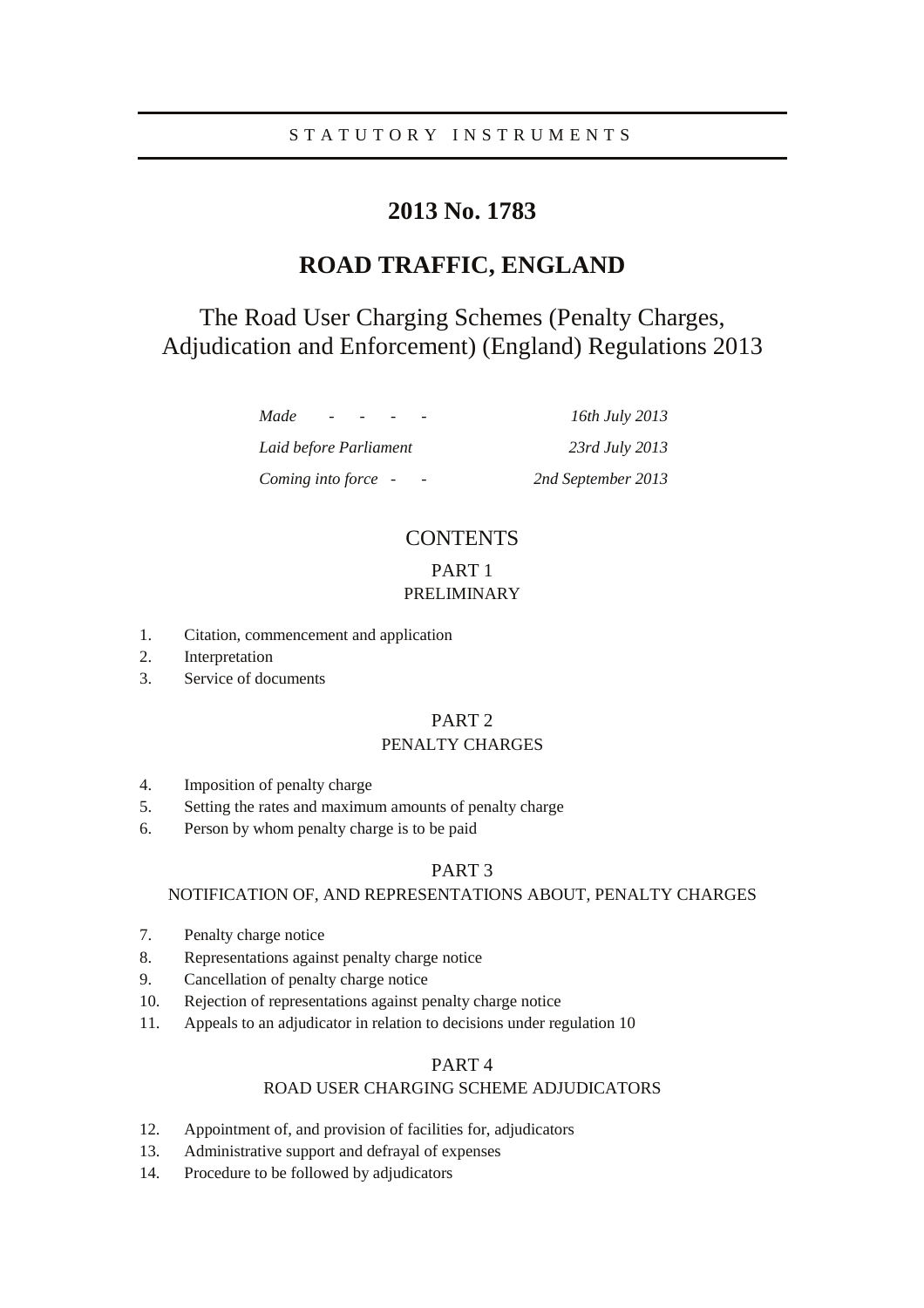STATUTORY INSTRUMENTS

# 2013 No. 1783

# ROAD TRAFFIC, ENGLAND

## The Road User Charging Schemes (Penalty Charges, Adjudication and Enforcement) (England) Regulations 2013

| | |
|---|---|
| *Made - - - -* | *16th July 2013* |
| *Laid before Parliament* | *23rd July 2013* |
| *Coming into force - -* | *2nd September 2013* |

### CONTENTS

#### PART 1
#### PRELIMINARY

1. Citation, commencement and application
2. Interpretation
3. Service of documents

#### PART 2
#### PENALTY CHARGES

4. Imposition of penalty charge
5. Setting the rates and maximum amounts of penalty charge
6. Person by whom penalty charge is to be paid

#### PART 3
#### NOTIFICATION OF, AND REPRESENTATIONS ABOUT, PENALTY CHARGES

7. Penalty charge notice
8. Representations against penalty charge notice
9. Cancellation of penalty charge notice
10. Rejection of representations against penalty charge notice
11. Appeals to an adjudicator in relation to decisions under regulation 10

#### PART 4
#### ROAD USER CHARGING SCHEME ADJUDICATORS

12. Appointment of, and provision of facilities for, adjudicators
13. Administrative support and defrayal of expenses
14. Procedure to be followed by adjudicators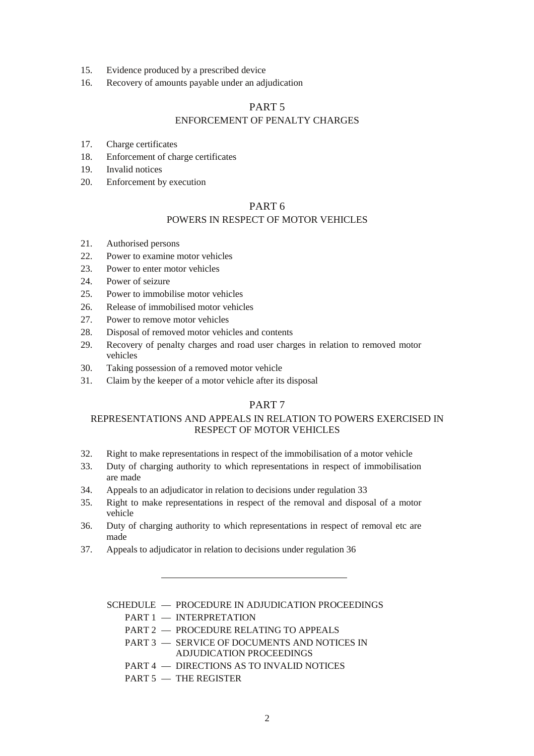15. Evidence produced by a prescribed device
16. Recovery of amounts payable under an adjudication

## PART 5

## ENFORCEMENT OF PENALTY CHARGES

17. Charge certificates
18. Enforcement of charge certificates
19. Invalid notices
20. Enforcement by execution

## PART 6

## POWERS IN RESPECT OF MOTOR VEHICLES

21. Authorised persons
22. Power to examine motor vehicles
23. Power to enter motor vehicles
24. Power of seizure
25. Power to immobilise motor vehicles
26. Release of immobilised motor vehicles
27. Power to remove motor vehicles
28. Disposal of removed motor vehicles and contents
29. Recovery of penalty charges and road user charges in relation to removed motor vehicles
30. Taking possession of a removed motor vehicle
31. Claim by the keeper of a motor vehicle after its disposal

## PART 7

## REPRESENTATIONS AND APPEALS IN RELATION TO POWERS EXERCISED IN RESPECT OF MOTOR VEHICLES

32. Right to make representations in respect of the immobilisation of a motor vehicle
33. Duty of charging authority to which representations in respect of immobilisation are made
34. Appeals to an adjudicator in relation to decisions under regulation 33
35. Right to make representations in respect of the removal and disposal of a motor vehicle
36. Duty of charging authority to which representations in respect of removal etc are made
37. Appeals to adjudicator in relation to decisions under regulation 36

---

SCHEDULE — PROCEDURE IN ADJUDICATION PROCEEDINGS

- PART 1 — INTERPRETATION
- PART 2 — PROCEDURE RELATING TO APPEALS
- PART 3 — SERVICE OF DOCUMENTS AND NOTICES IN ADJUDICATION PROCEEDINGS
- PART 4 — DIRECTIONS AS TO INVALID NOTICES
- PART 5 — THE REGISTER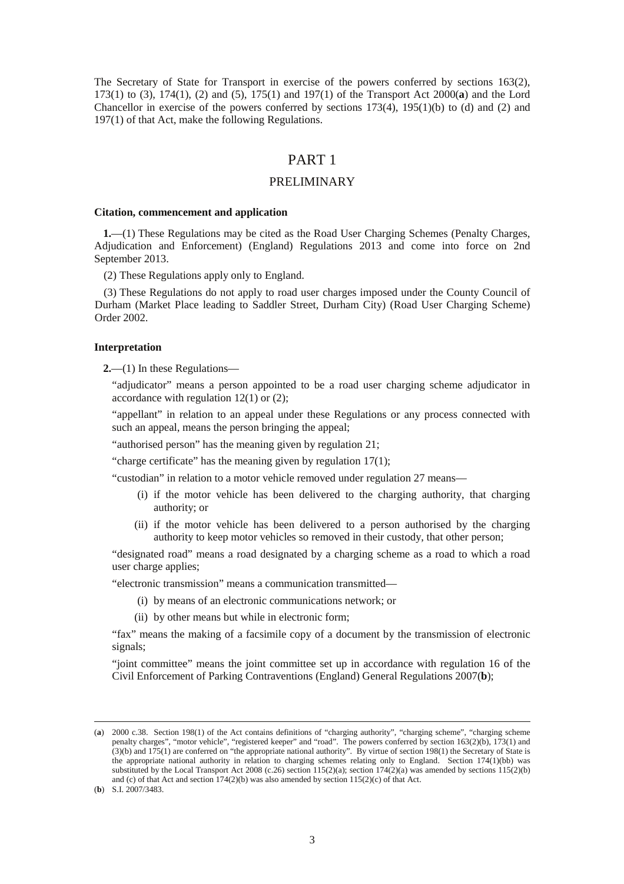The Secretary of State for Transport in exercise of the powers conferred by sections 163(2), 173(1) to (3), 174(1), (2) and (5), 175(1) and 197(1) of the Transport Act 2000(**a**) and the Lord Chancellor in exercise of the powers conferred by sections 173(4), 195(1)(b) to (d) and (2) and 197(1) of that Act, make the following Regulations.

# PART 1

## PRELIMINARY

### Citation, commencement and application

**1.**—(1) These Regulations may be cited as the Road User Charging Schemes (Penalty Charges, Adjudication and Enforcement) (England) Regulations 2013 and come into force on 2nd September 2013.

(2) These Regulations apply only to England.

(3) These Regulations do not apply to road user charges imposed under the County Council of Durham (Market Place leading to Saddler Street, Durham City) (Road User Charging Scheme) Order 2002.

### Interpretation

**2.**—(1) In these Regulations—

"adjudicator" means a person appointed to be a road user charging scheme adjudicator in accordance with regulation 12(1) or (2);

"appellant" in relation to an appeal under these Regulations or any process connected with such an appeal, means the person bringing the appeal;

"authorised person" has the meaning given by regulation 21;

"charge certificate" has the meaning given by regulation 17(1);

"custodian" in relation to a motor vehicle removed under regulation 27 means—

(i) if the motor vehicle has been delivered to the charging authority, that charging authority; or

(ii) if the motor vehicle has been delivered to a person authorised by the charging authority to keep motor vehicles so removed in their custody, that other person;

"designated road" means a road designated by a charging scheme as a road to which a road user charge applies;

"electronic transmission" means a communication transmitted—

(i) by means of an electronic communications network; or

(ii) by other means but while in electronic form;

"fax" means the making of a facsimile copy of a document by the transmission of electronic signals;

"joint committee" means the joint committee set up in accordance with regulation 16 of the Civil Enforcement of Parking Contraventions (England) General Regulations 2007(**b**);

---

(**a**) 2000 c.38. Section 198(1) of the Act contains definitions of "charging authority", "charging scheme", "charging scheme penalty charges", "motor vehicle", "registered keeper" and "road". The powers conferred by section 163(2)(b), 173(1) and (3)(b) and 175(1) are conferred on "the appropriate national authority". By virtue of section 198(1) the Secretary of State is the appropriate national authority in relation to charging schemes relating only to England. Section 174(1)(bb) was substituted by the Local Transport Act 2008 (c.26) section 115(2)(a); section 174(2)(a) was amended by sections 115(2)(b) and (c) of that Act and section 174(2)(b) was also amended by section 115(2)(c) of that Act.

(**b**) S.I. 2007/3483.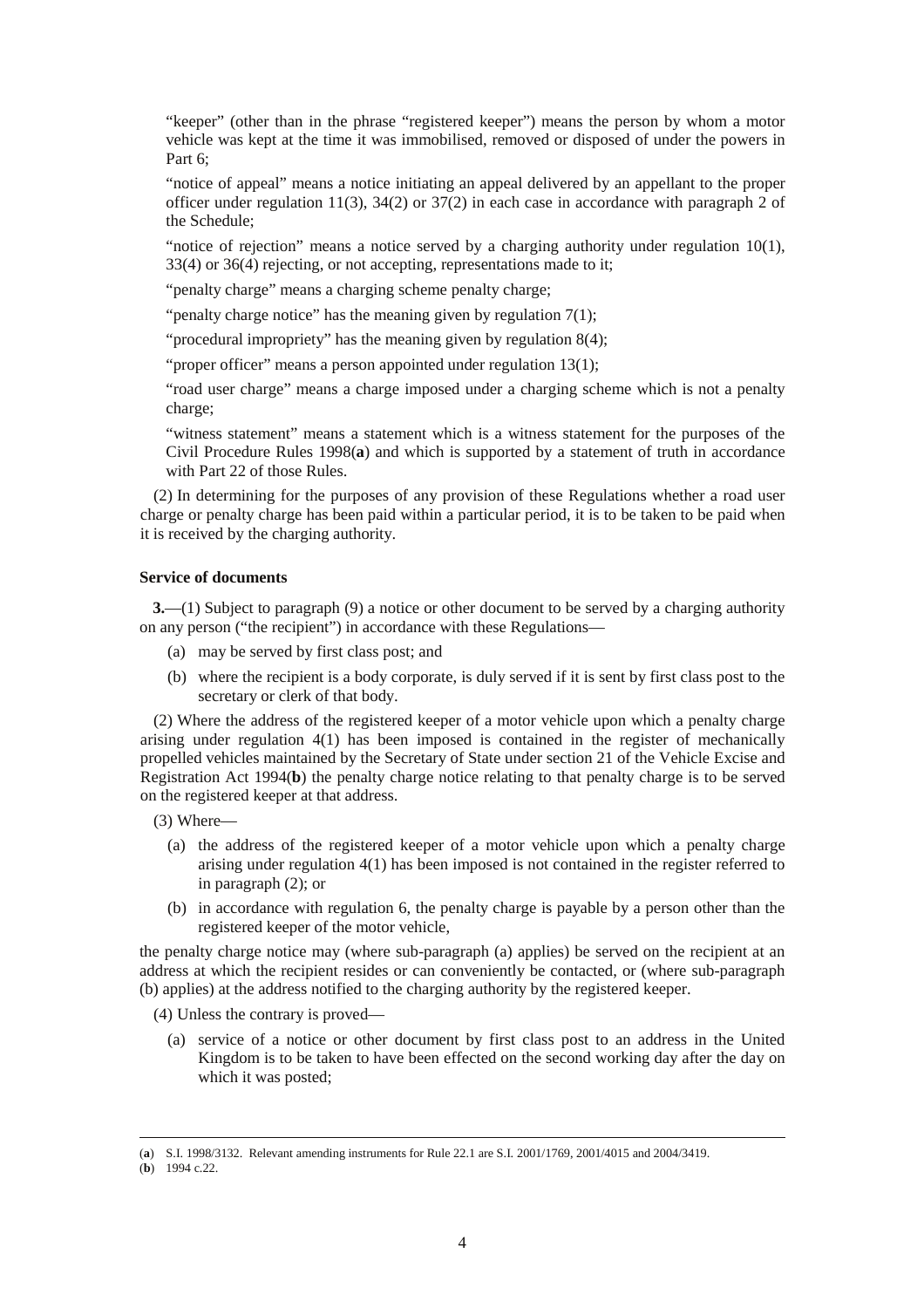"keeper" (other than in the phrase "registered keeper") means the person by whom a motor vehicle was kept at the time it was immobilised, removed or disposed of under the powers in Part 6;

"notice of appeal" means a notice initiating an appeal delivered by an appellant to the proper officer under regulation 11(3), 34(2) or 37(2) in each case in accordance with paragraph 2 of the Schedule;

"notice of rejection" means a notice served by a charging authority under regulation 10(1), 33(4) or 36(4) rejecting, or not accepting, representations made to it;

"penalty charge" means a charging scheme penalty charge;

"penalty charge notice" has the meaning given by regulation 7(1);

"procedural impropriety" has the meaning given by regulation 8(4);

"proper officer" means a person appointed under regulation 13(1);

"road user charge" means a charge imposed under a charging scheme which is not a penalty charge;

"witness statement" means a statement which is a witness statement for the purposes of the Civil Procedure Rules 1998(**a**) and which is supported by a statement of truth in accordance with Part 22 of those Rules.

(2) In determining for the purposes of any provision of these Regulations whether a road user charge or penalty charge has been paid within a particular period, it is to be taken to be paid when it is received by the charging authority.

**Service of documents**

**3.**—(1) Subject to paragraph (9) a notice or other document to be served by a charging authority on any person ("the recipient") in accordance with these Regulations—

(a) may be served by first class post; and

(b) where the recipient is a body corporate, is duly served if it is sent by first class post to the secretary or clerk of that body.

(2) Where the address of the registered keeper of a motor vehicle upon which a penalty charge arising under regulation 4(1) has been imposed is contained in the register of mechanically propelled vehicles maintained by the Secretary of State under section 21 of the Vehicle Excise and Registration Act 1994(**b**) the penalty charge notice relating to that penalty charge is to be served on the registered keeper at that address.

(3) Where—

(a) the address of the registered keeper of a motor vehicle upon which a penalty charge arising under regulation 4(1) has been imposed is not contained in the register referred to in paragraph (2); or

(b) in accordance with regulation 6, the penalty charge is payable by a person other than the registered keeper of the motor vehicle,

the penalty charge notice may (where sub-paragraph (a) applies) be served on the recipient at an address at which the recipient resides or can conveniently be contacted, or (where sub-paragraph (b) applies) at the address notified to the charging authority by the registered keeper.

(4) Unless the contrary is proved—

(a) service of a notice or other document by first class post to an address in the United Kingdom is to be taken to have been effected on the second working day after the day on which it was posted;

---

(**a**) S.I. 1998/3132. Relevant amending instruments for Rule 22.1 are S.I. 2001/1769, 2001/4015 and 2004/3419.

(**b**) 1994 c.22.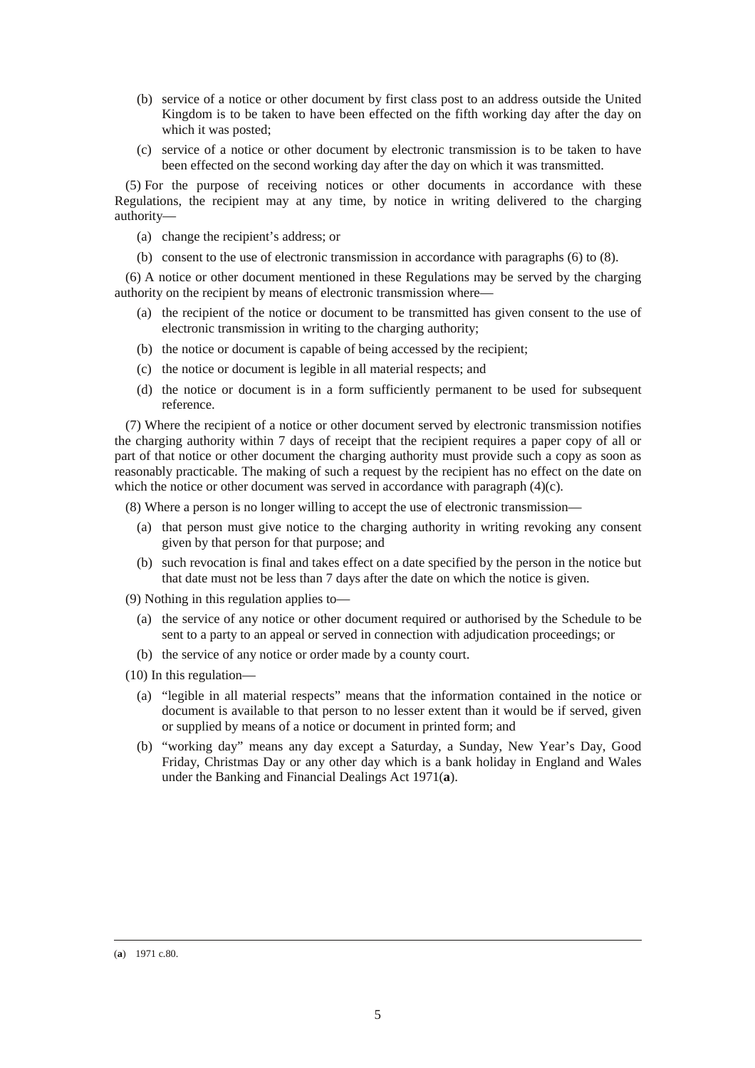(b) service of a notice or other document by first class post to an address outside the United Kingdom is to be taken to have been effected on the fifth working day after the day on which it was posted;

(c) service of a notice or other document by electronic transmission is to be taken to have been effected on the second working day after the day on which it was transmitted.

(5) For the purpose of receiving notices or other documents in accordance with these Regulations, the recipient may at any time, by notice in writing delivered to the charging authority—

(a) change the recipient's address; or

(b) consent to the use of electronic transmission in accordance with paragraphs (6) to (8).

(6) A notice or other document mentioned in these Regulations may be served by the charging authority on the recipient by means of electronic transmission where—

(a) the recipient of the notice or document to be transmitted has given consent to the use of electronic transmission in writing to the charging authority;

(b) the notice or document is capable of being accessed by the recipient;

(c) the notice or document is legible in all material respects; and

(d) the notice or document is in a form sufficiently permanent to be used for subsequent reference.

(7) Where the recipient of a notice or other document served by electronic transmission notifies the charging authority within 7 days of receipt that the recipient requires a paper copy of all or part of that notice or other document the charging authority must provide such a copy as soon as reasonably practicable. The making of such a request by the recipient has no effect on the date on which the notice or other document was served in accordance with paragraph (4)(c).

(8) Where a person is no longer willing to accept the use of electronic transmission—

(a) that person must give notice to the charging authority in writing revoking any consent given by that person for that purpose; and

(b) such revocation is final and takes effect on a date specified by the person in the notice but that date must not be less than 7 days after the date on which the notice is given.

(9) Nothing in this regulation applies to—

(a) the service of any notice or other document required or authorised by the Schedule to be sent to a party to an appeal or served in connection with adjudication proceedings; or

(b) the service of any notice or order made by a county court.

(10) In this regulation—

(a) "legible in all material respects" means that the information contained in the notice or document is available to that person to no lesser extent than it would be if served, given or supplied by means of a notice or document in printed form; and

(b) "working day" means any day except a Saturday, a Sunday, New Year's Day, Good Friday, Christmas Day or any other day which is a bank holiday in England and Wales under the Banking and Financial Dealings Act 1971(**a**).

---

(**a**) 1971 c.80.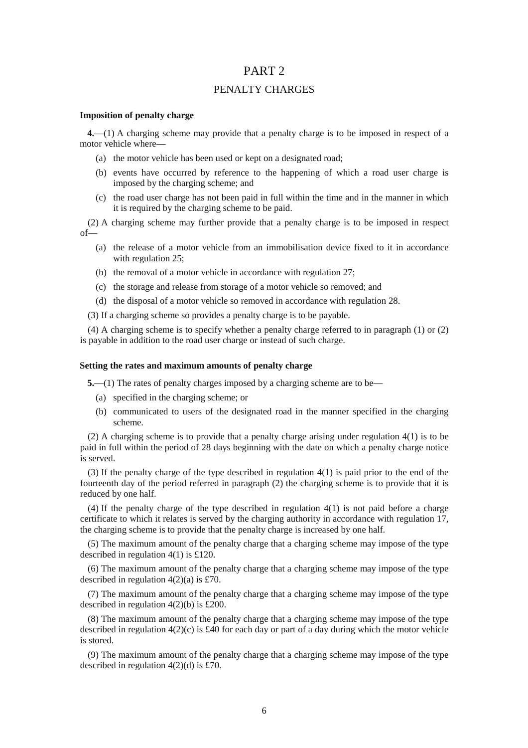# PART 2

## PENALTY CHARGES

### Imposition of penalty charge

**4.**—(1) A charging scheme may provide that a penalty charge is to be imposed in respect of a motor vehicle where—

- (a) the motor vehicle has been used or kept on a designated road;
- (b) events have occurred by reference to the happening of which a road user charge is imposed by the charging scheme; and
- (c) the road user charge has not been paid in full within the time and in the manner in which it is required by the charging scheme to be paid.

(2) A charging scheme may further provide that a penalty charge is to be imposed in respect of—

- (a) the release of a motor vehicle from an immobilisation device fixed to it in accordance with regulation 25;
- (b) the removal of a motor vehicle in accordance with regulation 27;
- (c) the storage and release from storage of a motor vehicle so removed; and
- (d) the disposal of a motor vehicle so removed in accordance with regulation 28.

(3) If a charging scheme so provides a penalty charge is to be payable.

(4) A charging scheme is to specify whether a penalty charge referred to in paragraph (1) or (2) is payable in addition to the road user charge or instead of such charge.

### Setting the rates and maximum amounts of penalty charge

**5.**—(1) The rates of penalty charges imposed by a charging scheme are to be—

- (a) specified in the charging scheme; or
- (b) communicated to users of the designated road in the manner specified in the charging scheme.

(2) A charging scheme is to provide that a penalty charge arising under regulation 4(1) is to be paid in full within the period of 28 days beginning with the date on which a penalty charge notice is served.

(3) If the penalty charge of the type described in regulation 4(1) is paid prior to the end of the fourteenth day of the period referred in paragraph (2) the charging scheme is to provide that it is reduced by one half.

(4) If the penalty charge of the type described in regulation 4(1) is not paid before a charge certificate to which it relates is served by the charging authority in accordance with regulation 17, the charging scheme is to provide that the penalty charge is increased by one half.

(5) The maximum amount of the penalty charge that a charging scheme may impose of the type described in regulation 4(1) is £120.

(6) The maximum amount of the penalty charge that a charging scheme may impose of the type described in regulation 4(2)(a) is £70.

(7) The maximum amount of the penalty charge that a charging scheme may impose of the type described in regulation 4(2)(b) is £200.

(8) The maximum amount of the penalty charge that a charging scheme may impose of the type described in regulation 4(2)(c) is £40 for each day or part of a day during which the motor vehicle is stored.

(9) The maximum amount of the penalty charge that a charging scheme may impose of the type described in regulation 4(2)(d) is £70.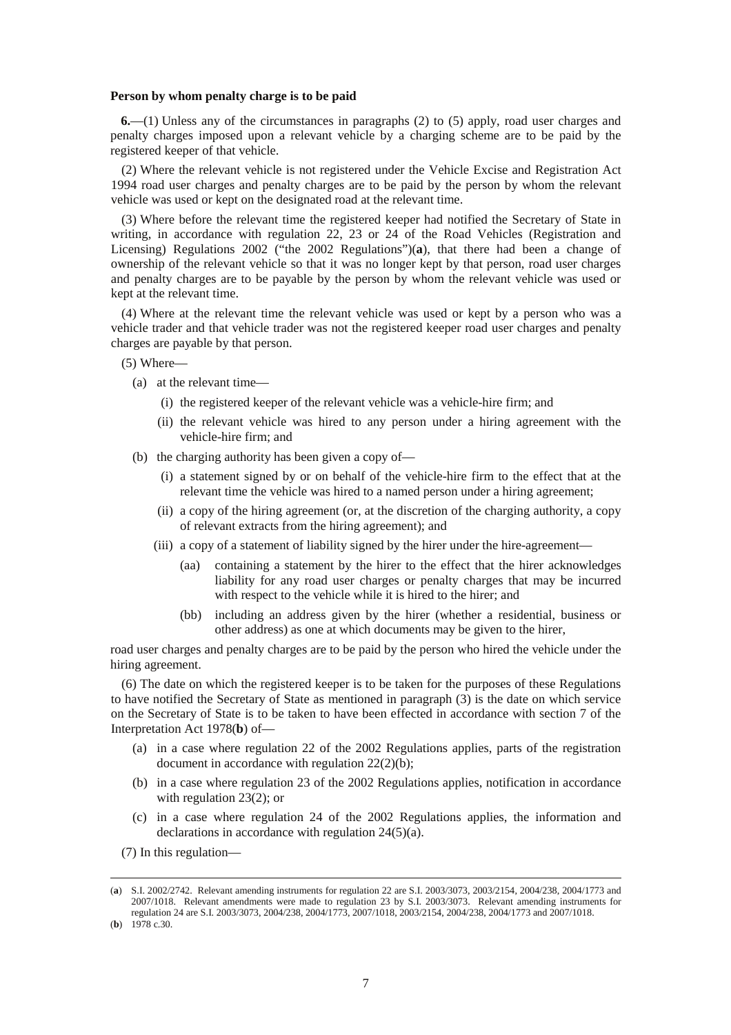**Person by whom penalty charge is to be paid**

**6.**—(1) Unless any of the circumstances in paragraphs (2) to (5) apply, road user charges and penalty charges imposed upon a relevant vehicle by a charging scheme are to be paid by the registered keeper of that vehicle.

(2) Where the relevant vehicle is not registered under the Vehicle Excise and Registration Act 1994 road user charges and penalty charges are to be paid by the person by whom the relevant vehicle was used or kept on the designated road at the relevant time.

(3) Where before the relevant time the registered keeper had notified the Secretary of State in writing, in accordance with regulation 22, 23 or 24 of the Road Vehicles (Registration and Licensing) Regulations 2002 ("the 2002 Regulations")(**a**), that there had been a change of ownership of the relevant vehicle so that it was no longer kept by that person, road user charges and penalty charges are to be payable by the person by whom the relevant vehicle was used or kept at the relevant time.

(4) Where at the relevant time the relevant vehicle was used or kept by a person who was a vehicle trader and that vehicle trader was not the registered keeper road user charges and penalty charges are payable by that person.

(5) Where—

- (a) at the relevant time—
  - (i) the registered keeper of the relevant vehicle was a vehicle-hire firm; and
  - (ii) the relevant vehicle was hired to any person under a hiring agreement with the vehicle-hire firm; and
- (b) the charging authority has been given a copy of—
  - (i) a statement signed by or on behalf of the vehicle-hire firm to the effect that at the relevant time the vehicle was hired to a named person under a hiring agreement;
  - (ii) a copy of the hiring agreement (or, at the discretion of the charging authority, a copy of relevant extracts from the hiring agreement); and
  - (iii) a copy of a statement of liability signed by the hirer under the hire-agreement—
    - (aa) containing a statement by the hirer to the effect that the hirer acknowledges liability for any road user charges or penalty charges that may be incurred with respect to the vehicle while it is hired to the hirer; and
    - (bb) including an address given by the hirer (whether a residential, business or other address) as one at which documents may be given to the hirer,

road user charges and penalty charges are to be paid by the person who hired the vehicle under the hiring agreement.

(6) The date on which the registered keeper is to be taken for the purposes of these Regulations to have notified the Secretary of State as mentioned in paragraph (3) is the date on which service on the Secretary of State is to be taken to have been effected in accordance with section 7 of the Interpretation Act 1978(**b**) of—

- (a) in a case where regulation 22 of the 2002 Regulations applies, parts of the registration document in accordance with regulation 22(2)(b);
- (b) in a case where regulation 23 of the 2002 Regulations applies, notification in accordance with regulation 23(2); or
- (c) in a case where regulation 24 of the 2002 Regulations applies, the information and declarations in accordance with regulation 24(5)(a).

(7) In this regulation—

---

(**a**) S.I. 2002/2742. Relevant amending instruments for regulation 22 are S.I. 2003/3073, 2003/2154, 2004/238, 2004/1773 and 2007/1018. Relevant amendments were made to regulation 23 by S.I. 2003/3073. Relevant amending instruments for regulation 24 are S.I. 2003/3073, 2004/238, 2004/1773, 2007/1018, 2003/2154, 2004/238, 2004/1773 and 2007/1018.

(**b**) 1978 c.30.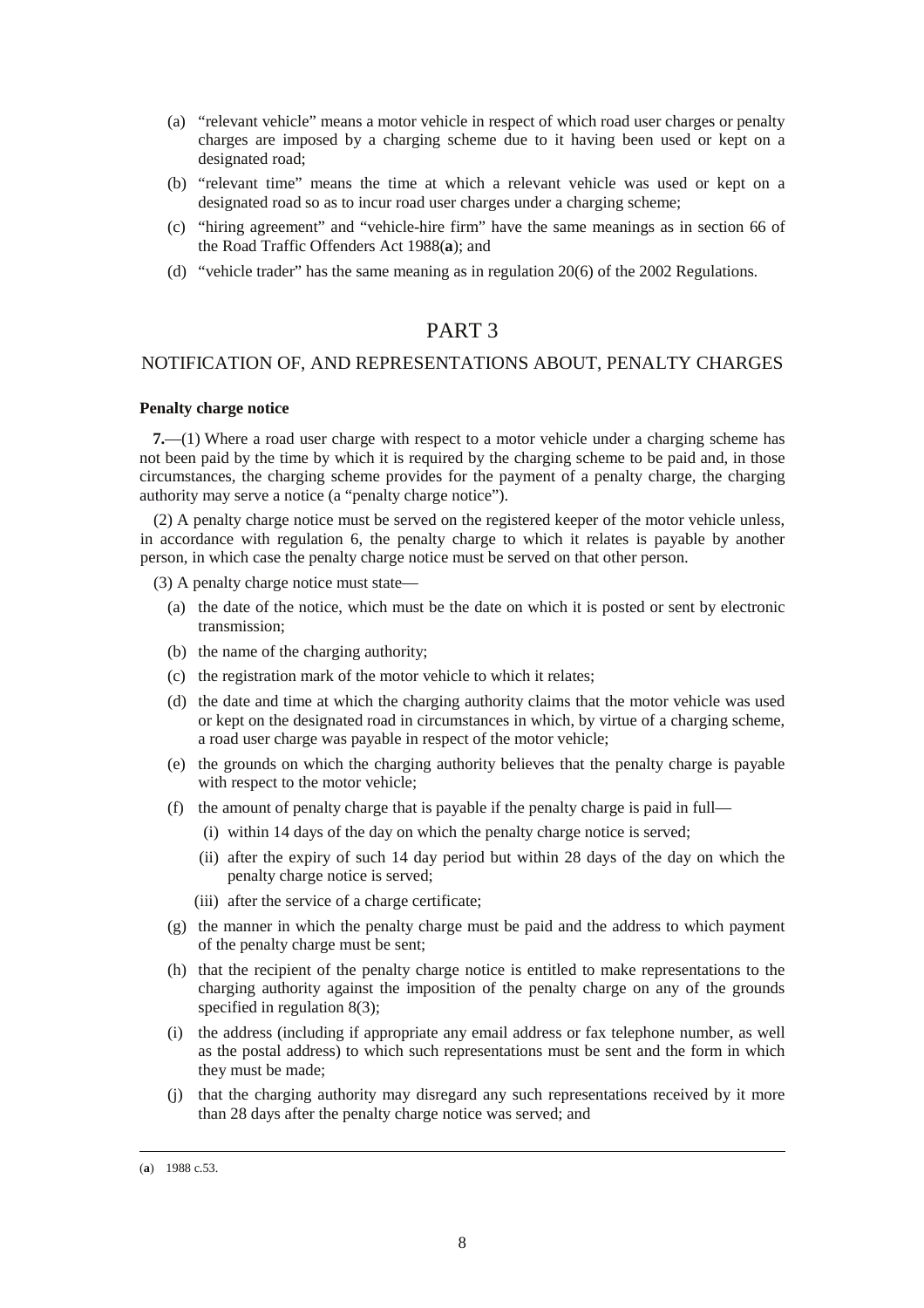(a) "relevant vehicle" means a motor vehicle in respect of which road user charges or penalty charges are imposed by a charging scheme due to it having been used or kept on a designated road;

(b) "relevant time" means the time at which a relevant vehicle was used or kept on a designated road so as to incur road user charges under a charging scheme;

(c) "hiring agreement" and "vehicle-hire firm" have the same meanings as in section 66 of the Road Traffic Offenders Act 1988([a]); and

(d) "vehicle trader" has the same meaning as in regulation 20(6) of the 2002 Regulations.

# PART 3

## NOTIFICATION OF, AND REPRESENTATIONS ABOUT, PENALTY CHARGES

### Penalty charge notice

**7.**—(1) Where a road user charge with respect to a motor vehicle under a charging scheme has not been paid by the time by which it is required by the charging scheme to be paid and, in those circumstances, the charging scheme provides for the payment of a penalty charge, the charging authority may serve a notice (a "penalty charge notice").

(2) A penalty charge notice must be served on the registered keeper of the motor vehicle unless, in accordance with regulation 6, the penalty charge to which it relates is payable by another person, in which case the penalty charge notice must be served on that other person.

(3) A penalty charge notice must state—

(a) the date of the notice, which must be the date on which it is posted or sent by electronic transmission;

(b) the name of the charging authority;

(c) the registration mark of the motor vehicle to which it relates;

(d) the date and time at which the charging authority claims that the motor vehicle was used or kept on the designated road in circumstances in which, by virtue of a charging scheme, a road user charge was payable in respect of the motor vehicle;

(e) the grounds on which the charging authority believes that the penalty charge is payable with respect to the motor vehicle;

(f) the amount of penalty charge that is payable if the penalty charge is paid in full—

(i) within 14 days of the day on which the penalty charge notice is served;

(ii) after the expiry of such 14 day period but within 28 days of the day on which the penalty charge notice is served;

(iii) after the service of a charge certificate;

(g) the manner in which the penalty charge must be paid and the address to which payment of the penalty charge must be sent;

(h) that the recipient of the penalty charge notice is entitled to make representations to the charging authority against the imposition of the penalty charge on any of the grounds specified in regulation 8(3);

(i) the address (including if appropriate any email address or fax telephone number, as well as the postal address) to which such representations must be sent and the form in which they must be made;

(j) that the charging authority may disregard any such representations received by it more than 28 days after the penalty charge notice was served; and

---

(a) 1988 c.53.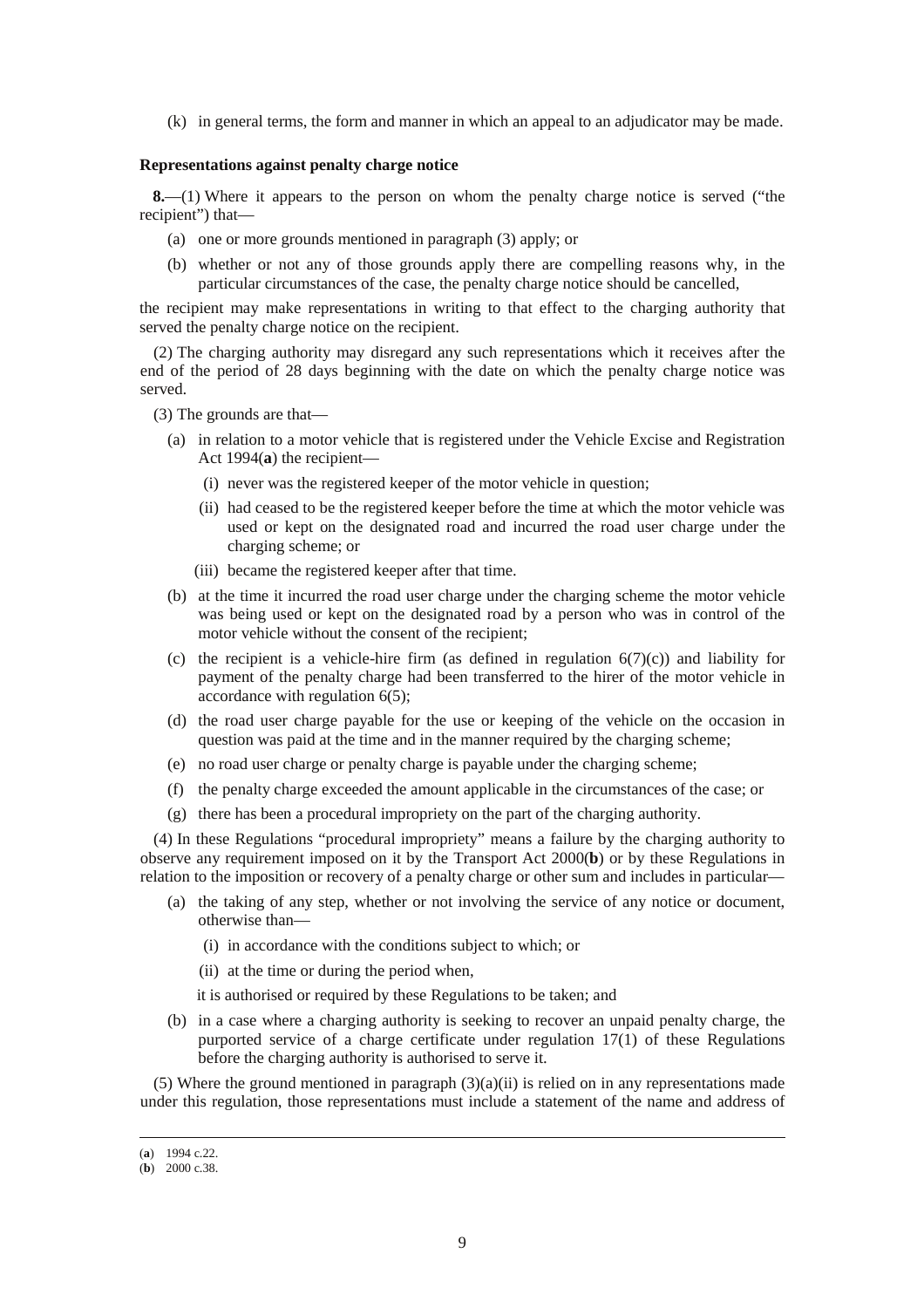(k) in general terms, the form and manner in which an appeal to an adjudicator may be made.

**Representations against penalty charge notice**

**8.**—(1) Where it appears to the person on whom the penalty charge notice is served ("the recipient") that—

(a) one or more grounds mentioned in paragraph (3) apply; or

(b) whether or not any of those grounds apply there are compelling reasons why, in the particular circumstances of the case, the penalty charge notice should be cancelled,

the recipient may make representations in writing to that effect to the charging authority that served the penalty charge notice on the recipient.

(2) The charging authority may disregard any such representations which it receives after the end of the period of 28 days beginning with the date on which the penalty charge notice was served.

(3) The grounds are that—

(a) in relation to a motor vehicle that is registered under the Vehicle Excise and Registration Act 1994(**a**) the recipient—

(i) never was the registered keeper of the motor vehicle in question;

(ii) had ceased to be the registered keeper before the time at which the motor vehicle was used or kept on the designated road and incurred the road user charge under the charging scheme; or

(iii) became the registered keeper after that time.

(b) at the time it incurred the road user charge under the charging scheme the motor vehicle was being used or kept on the designated road by a person who was in control of the motor vehicle without the consent of the recipient;

(c) the recipient is a vehicle-hire firm (as defined in regulation 6(7)(c)) and liability for payment of the penalty charge had been transferred to the hirer of the motor vehicle in accordance with regulation 6(5);

(d) the road user charge payable for the use or keeping of the vehicle on the occasion in question was paid at the time and in the manner required by the charging scheme;

(e) no road user charge or penalty charge is payable under the charging scheme;

(f) the penalty charge exceeded the amount applicable in the circumstances of the case; or

(g) there has been a procedural impropriety on the part of the charging authority.

(4) In these Regulations "procedural impropriety" means a failure by the charging authority to observe any requirement imposed on it by the Transport Act 2000(**b**) or by these Regulations in relation to the imposition or recovery of a penalty charge or other sum and includes in particular—

(a) the taking of any step, whether or not involving the service of any notice or document, otherwise than—

(i) in accordance with the conditions subject to which; or

(ii) at the time or during the period when,

it is authorised or required by these Regulations to be taken; and

(b) in a case where a charging authority is seeking to recover an unpaid penalty charge, the purported service of a charge certificate under regulation 17(1) of these Regulations before the charging authority is authorised to serve it.

(5) Where the ground mentioned in paragraph (3)(a)(ii) is relied on in any representations made under this regulation, those representations must include a statement of the name and address of

---

(**a**) 1994 c.22.
(**b**) 2000 c.38.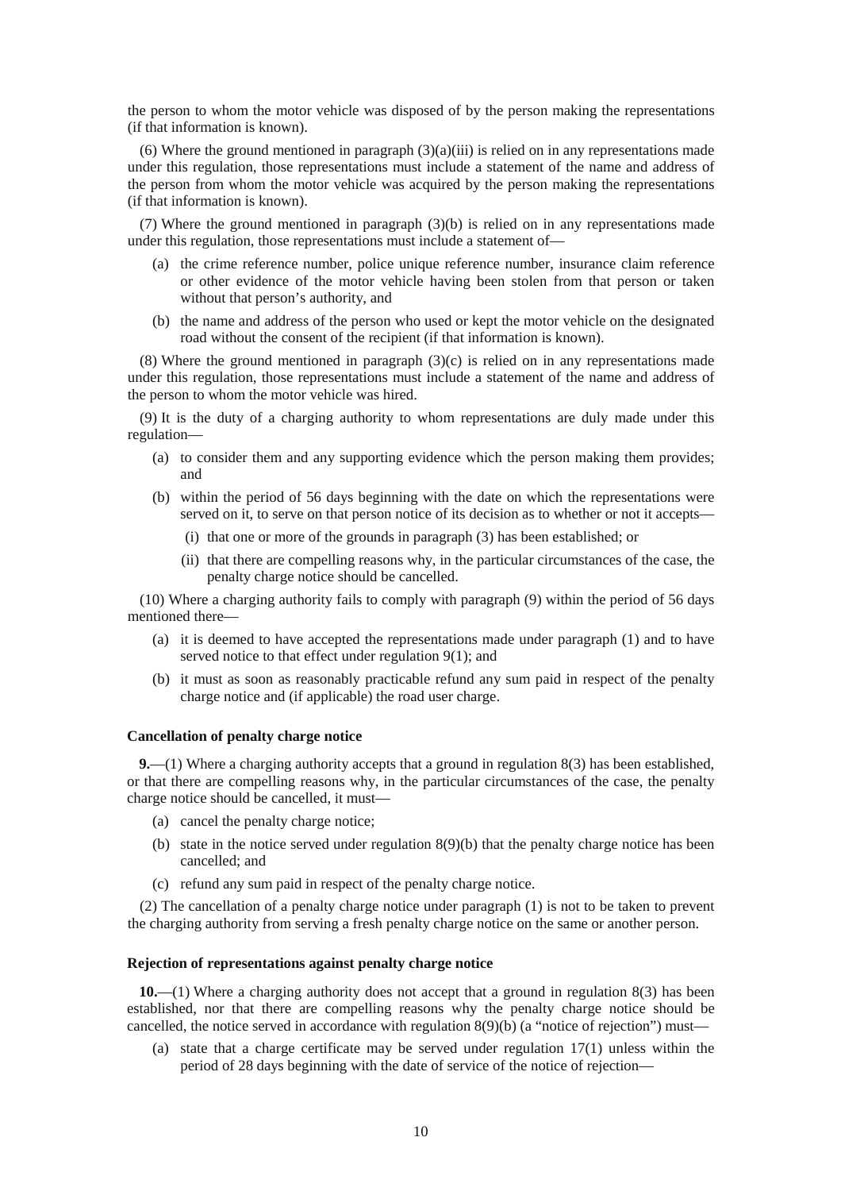the person to whom the motor vehicle was disposed of by the person making the representations (if that information is known).

(6) Where the ground mentioned in paragraph (3)(a)(iii) is relied on in any representations made under this regulation, those representations must include a statement of the name and address of the person from whom the motor vehicle was acquired by the person making the representations (if that information is known).

(7) Where the ground mentioned in paragraph (3)(b) is relied on in any representations made under this regulation, those representations must include a statement of—

- (a) the crime reference number, police unique reference number, insurance claim reference or other evidence of the motor vehicle having been stolen from that person or taken without that person's authority, and
- (b) the name and address of the person who used or kept the motor vehicle on the designated road without the consent of the recipient (if that information is known).

(8) Where the ground mentioned in paragraph (3)(c) is relied on in any representations made under this regulation, those representations must include a statement of the name and address of the person to whom the motor vehicle was hired.

(9) It is the duty of a charging authority to whom representations are duly made under this regulation—

- (a) to consider them and any supporting evidence which the person making them provides; and
- (b) within the period of 56 days beginning with the date on which the representations were served on it, to serve on that person notice of its decision as to whether or not it accepts—
  - (i) that one or more of the grounds in paragraph (3) has been established; or
  - (ii) that there are compelling reasons why, in the particular circumstances of the case, the penalty charge notice should be cancelled.

(10) Where a charging authority fails to comply with paragraph (9) within the period of 56 days mentioned there—

- (a) it is deemed to have accepted the representations made under paragraph (1) and to have served notice to that effect under regulation 9(1); and
- (b) it must as soon as reasonably practicable refund any sum paid in respect of the penalty charge notice and (if applicable) the road user charge.

**Cancellation of penalty charge notice**

**9.**—(1) Where a charging authority accepts that a ground in regulation 8(3) has been established, or that there are compelling reasons why, in the particular circumstances of the case, the penalty charge notice should be cancelled, it must—

- (a) cancel the penalty charge notice;
- (b) state in the notice served under regulation 8(9)(b) that the penalty charge notice has been cancelled; and
- (c) refund any sum paid in respect of the penalty charge notice.

(2) The cancellation of a penalty charge notice under paragraph (1) is not to be taken to prevent the charging authority from serving a fresh penalty charge notice on the same or another person.

**Rejection of representations against penalty charge notice**

**10.**—(1) Where a charging authority does not accept that a ground in regulation 8(3) has been established, nor that there are compelling reasons why the penalty charge notice should be cancelled, the notice served in accordance with regulation 8(9)(b) (a "notice of rejection") must—

- (a) state that a charge certificate may be served under regulation 17(1) unless within the period of 28 days beginning with the date of service of the notice of rejection—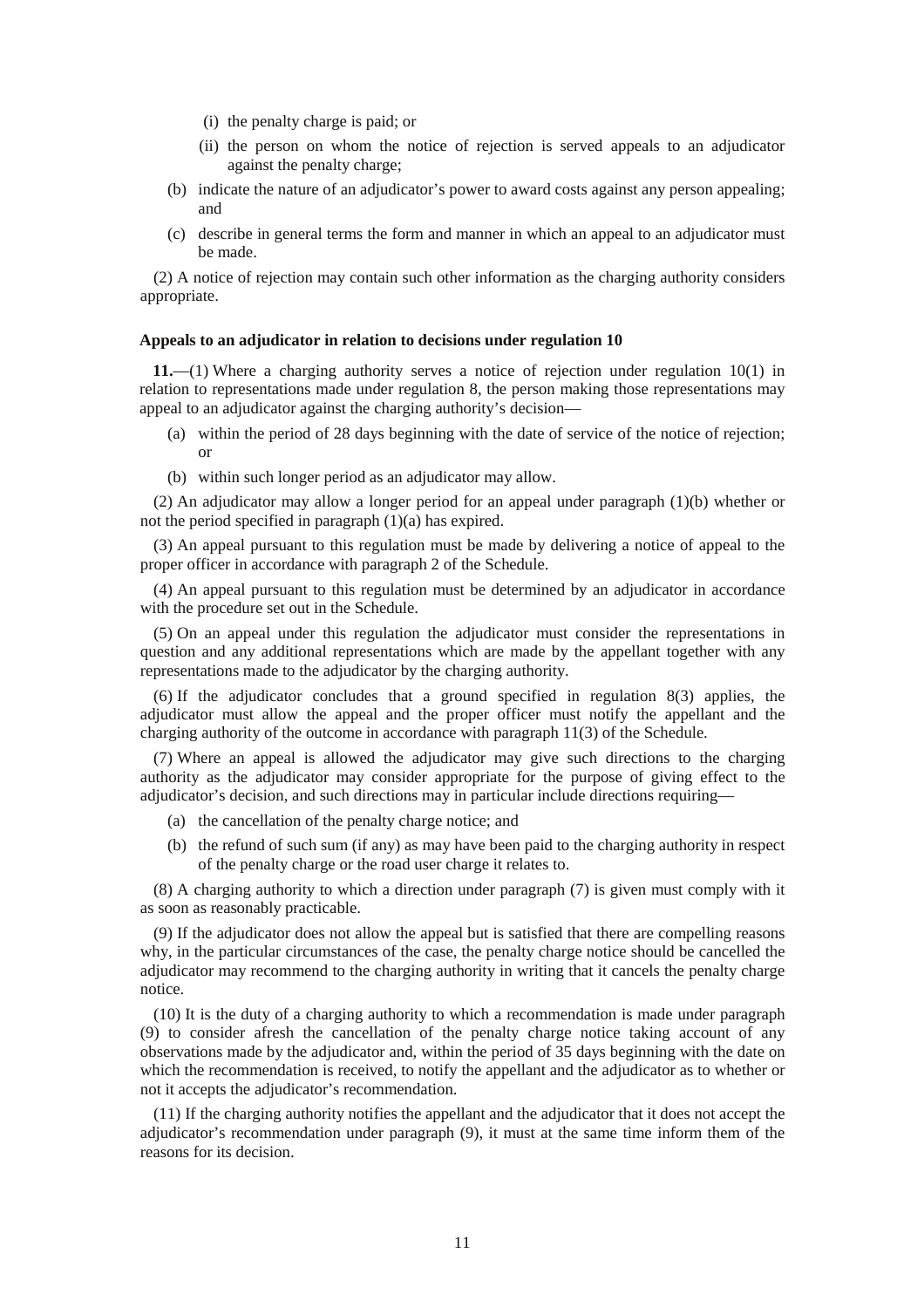(i) the penalty charge is paid; or

(ii) the person on whom the notice of rejection is served appeals to an adjudicator against the penalty charge;

(b) indicate the nature of an adjudicator's power to award costs against any person appealing; and

(c) describe in general terms the form and manner in which an appeal to an adjudicator must be made.

(2) A notice of rejection may contain such other information as the charging authority considers appropriate.

### Appeals to an adjudicator in relation to decisions under regulation 10

**11.**—(1) Where a charging authority serves a notice of rejection under regulation 10(1) in relation to representations made under regulation 8, the person making those representations may appeal to an adjudicator against the charging authority's decision—

(a) within the period of 28 days beginning with the date of service of the notice of rejection; or

(b) within such longer period as an adjudicator may allow.

(2) An adjudicator may allow a longer period for an appeal under paragraph (1)(b) whether or not the period specified in paragraph (1)(a) has expired.

(3) An appeal pursuant to this regulation must be made by delivering a notice of appeal to the proper officer in accordance with paragraph 2 of the Schedule.

(4) An appeal pursuant to this regulation must be determined by an adjudicator in accordance with the procedure set out in the Schedule.

(5) On an appeal under this regulation the adjudicator must consider the representations in question and any additional representations which are made by the appellant together with any representations made to the adjudicator by the charging authority.

(6) If the adjudicator concludes that a ground specified in regulation 8(3) applies, the adjudicator must allow the appeal and the proper officer must notify the appellant and the charging authority of the outcome in accordance with paragraph 11(3) of the Schedule.

(7) Where an appeal is allowed the adjudicator may give such directions to the charging authority as the adjudicator may consider appropriate for the purpose of giving effect to the adjudicator's decision, and such directions may in particular include directions requiring—

(a) the cancellation of the penalty charge notice; and

(b) the refund of such sum (if any) as may have been paid to the charging authority in respect of the penalty charge or the road user charge it relates to.

(8) A charging authority to which a direction under paragraph (7) is given must comply with it as soon as reasonably practicable.

(9) If the adjudicator does not allow the appeal but is satisfied that there are compelling reasons why, in the particular circumstances of the case, the penalty charge notice should be cancelled the adjudicator may recommend to the charging authority in writing that it cancels the penalty charge notice.

(10) It is the duty of a charging authority to which a recommendation is made under paragraph (9) to consider afresh the cancellation of the penalty charge notice taking account of any observations made by the adjudicator and, within the period of 35 days beginning with the date on which the recommendation is received, to notify the appellant and the adjudicator as to whether or not it accepts the adjudicator's recommendation.

(11) If the charging authority notifies the appellant and the adjudicator that it does not accept the adjudicator's recommendation under paragraph (9), it must at the same time inform them of the reasons for its decision.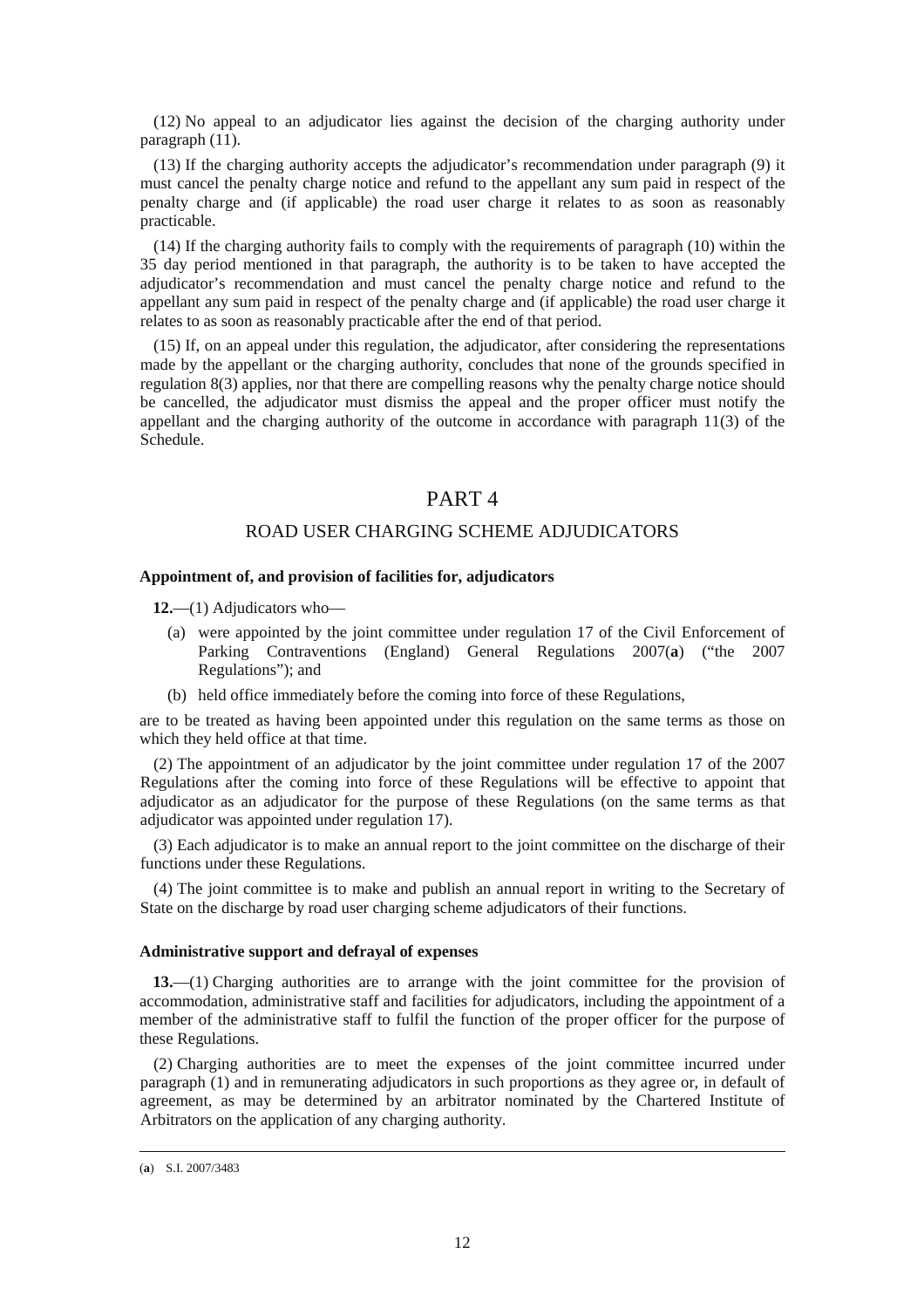(12) No appeal to an adjudicator lies against the decision of the charging authority under paragraph (11).

(13) If the charging authority accepts the adjudicator's recommendation under paragraph (9) it must cancel the penalty charge notice and refund to the appellant any sum paid in respect of the penalty charge and (if applicable) the road user charge it relates to as soon as reasonably practicable.

(14) If the charging authority fails to comply with the requirements of paragraph (10) within the 35 day period mentioned in that paragraph, the authority is to be taken to have accepted the adjudicator's recommendation and must cancel the penalty charge notice and refund to the appellant any sum paid in respect of the penalty charge and (if applicable) the road user charge it relates to as soon as reasonably practicable after the end of that period.

(15) If, on an appeal under this regulation, the adjudicator, after considering the representations made by the appellant or the charging authority, concludes that none of the grounds specified in regulation 8(3) applies, nor that there are compelling reasons why the penalty charge notice should be cancelled, the adjudicator must dismiss the appeal and the proper officer must notify the appellant and the charging authority of the outcome in accordance with paragraph 11(3) of the Schedule.

# PART 4

## ROAD USER CHARGING SCHEME ADJUDICATORS

### Appointment of, and provision of facilities for, adjudicators

**12.**—(1) Adjudicators who—

(a) were appointed by the joint committee under regulation 17 of the Civil Enforcement of Parking Contraventions (England) General Regulations 2007(**a**) ("the 2007 Regulations"); and

(b) held office immediately before the coming into force of these Regulations,

are to be treated as having been appointed under this regulation on the same terms as those on which they held office at that time.

(2) The appointment of an adjudicator by the joint committee under regulation 17 of the 2007 Regulations after the coming into force of these Regulations will be effective to appoint that adjudicator as an adjudicator for the purpose of these Regulations (on the same terms as that adjudicator was appointed under regulation 17).

(3) Each adjudicator is to make an annual report to the joint committee on the discharge of their functions under these Regulations.

(4) The joint committee is to make and publish an annual report in writing to the Secretary of State on the discharge by road user charging scheme adjudicators of their functions.

### Administrative support and defrayal of expenses

**13.**—(1) Charging authorities are to arrange with the joint committee for the provision of accommodation, administrative staff and facilities for adjudicators, including the appointment of a member of the administrative staff to fulfil the function of the proper officer for the purpose of these Regulations.

(2) Charging authorities are to meet the expenses of the joint committee incurred under paragraph (1) and in remunerating adjudicators in such proportions as they agree or, in default of agreement, as may be determined by an arbitrator nominated by the Chartered Institute of Arbitrators on the application of any charging authority.

---

(**a**) S.I. 2007/3483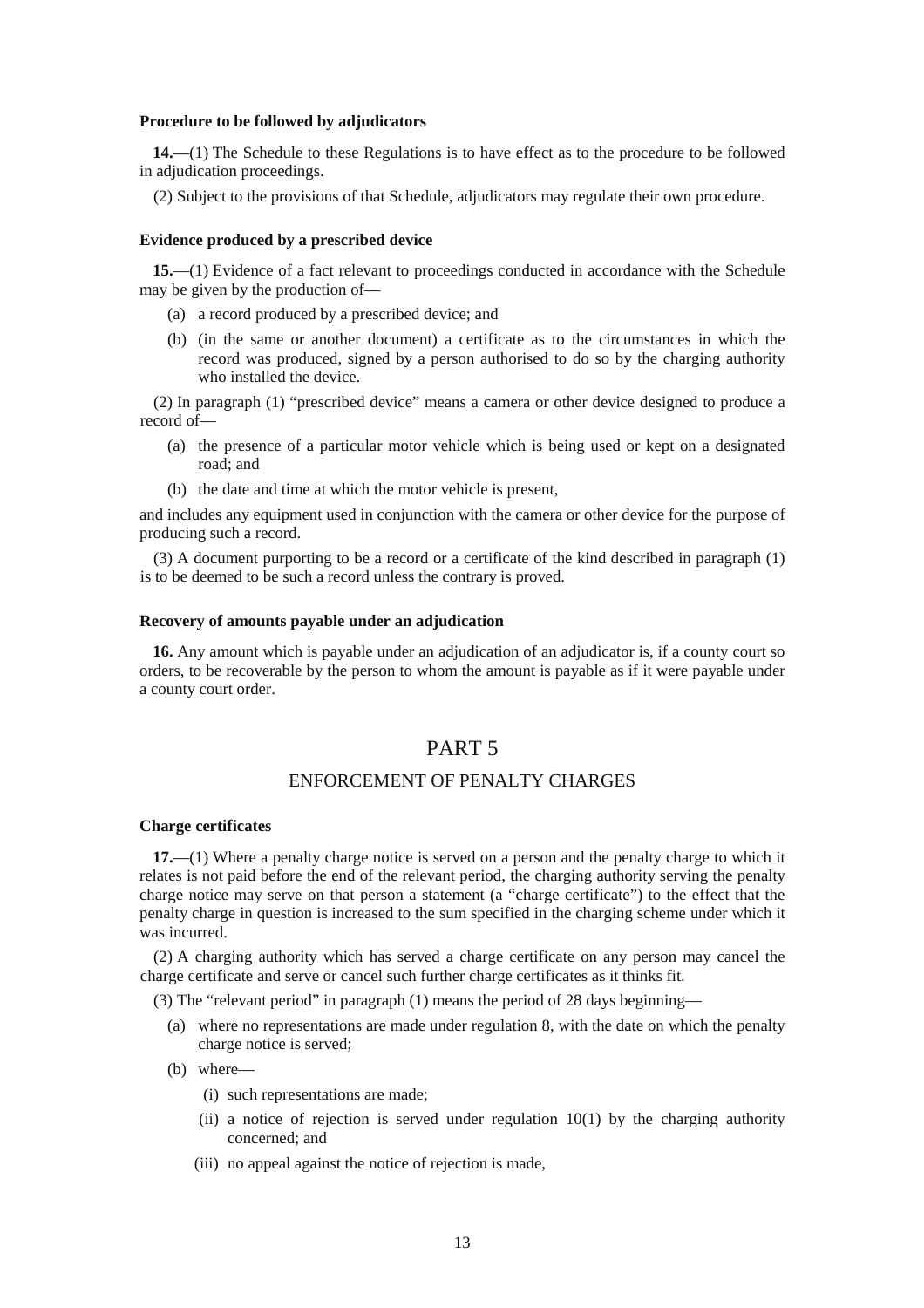**Procedure to be followed by adjudicators**

**14.**—(1) The Schedule to these Regulations is to have effect as to the procedure to be followed in adjudication proceedings.

(2) Subject to the provisions of that Schedule, adjudicators may regulate their own procedure.

**Evidence produced by a prescribed device**

**15.**—(1) Evidence of a fact relevant to proceedings conducted in accordance with the Schedule may be given by the production of—

- (a) a record produced by a prescribed device; and
- (b) (in the same or another document) a certificate as to the circumstances in which the record was produced, signed by a person authorised to do so by the charging authority who installed the device.

(2) In paragraph (1) "prescribed device" means a camera or other device designed to produce a record of—

- (a) the presence of a particular motor vehicle which is being used or kept on a designated road; and
- (b) the date and time at which the motor vehicle is present,

and includes any equipment used in conjunction with the camera or other device for the purpose of producing such a record.

(3) A document purporting to be a record or a certificate of the kind described in paragraph (1) is to be deemed to be such a record unless the contrary is proved.

**Recovery of amounts payable under an adjudication**

**16.** Any amount which is payable under an adjudication of an adjudicator is, if a county court so orders, to be recoverable by the person to whom the amount is payable as if it were payable under a county court order.

## PART 5

## ENFORCEMENT OF PENALTY CHARGES

**Charge certificates**

**17.**—(1) Where a penalty charge notice is served on a person and the penalty charge to which it relates is not paid before the end of the relevant period, the charging authority serving the penalty charge notice may serve on that person a statement (a "charge certificate") to the effect that the penalty charge in question is increased to the sum specified in the charging scheme under which it was incurred.

(2) A charging authority which has served a charge certificate on any person may cancel the charge certificate and serve or cancel such further charge certificates as it thinks fit.

(3) The "relevant period" in paragraph (1) means the period of 28 days beginning—

- (a) where no representations are made under regulation 8, with the date on which the penalty charge notice is served;
- (b) where—
  - (i) such representations are made;
  - (ii) a notice of rejection is served under regulation 10(1) by the charging authority concerned; and
  - (iii) no appeal against the notice of rejection is made,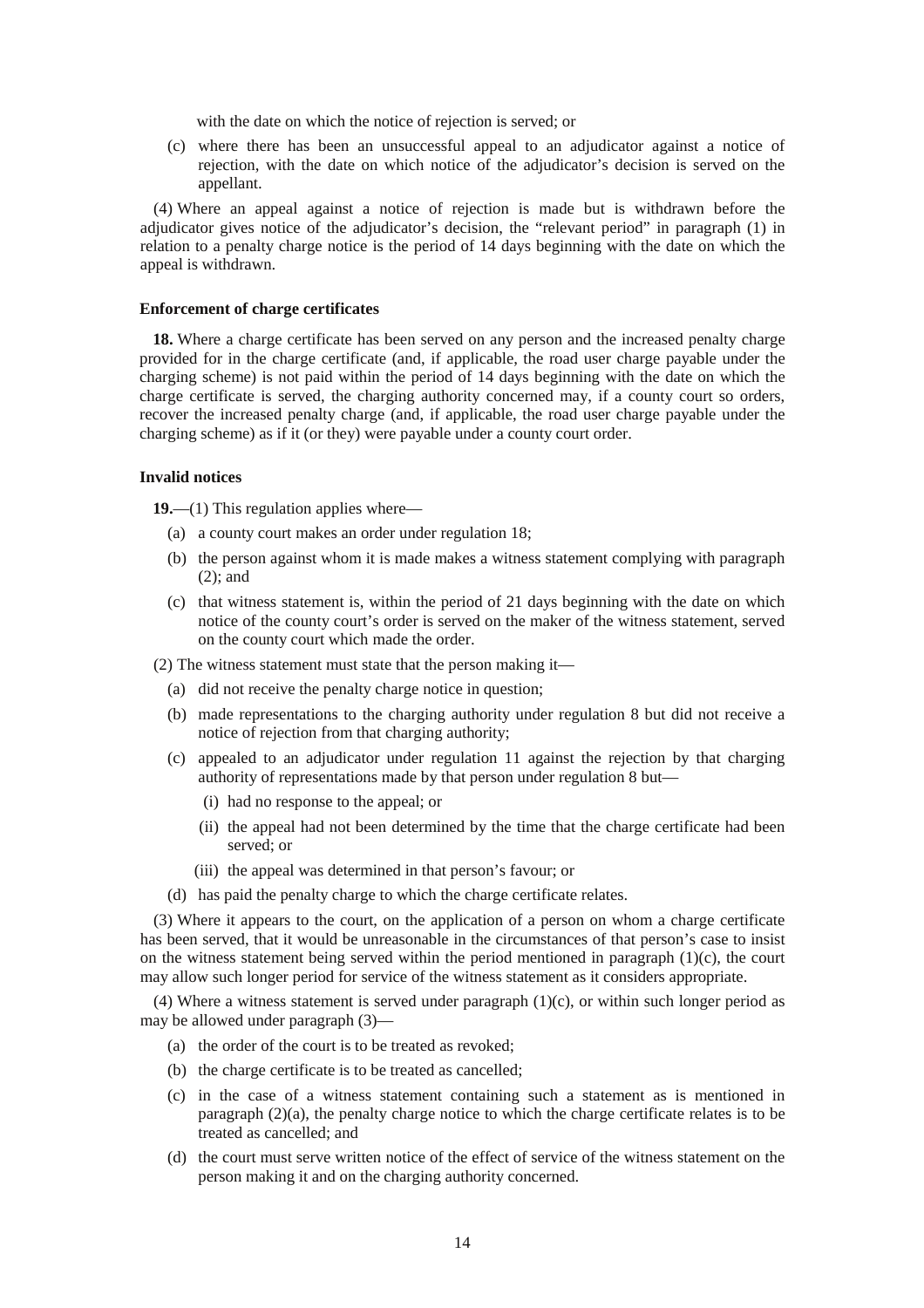with the date on which the notice of rejection is served; or

(c) where there has been an unsuccessful appeal to an adjudicator against a notice of rejection, with the date on which notice of the adjudicator's decision is served on the appellant.

(4) Where an appeal against a notice of rejection is made but is withdrawn before the adjudicator gives notice of the adjudicator's decision, the "relevant period" in paragraph (1) in relation to a penalty charge notice is the period of 14 days beginning with the date on which the appeal is withdrawn.

**Enforcement of charge certificates**

**18.** Where a charge certificate has been served on any person and the increased penalty charge provided for in the charge certificate (and, if applicable, the road user charge payable under the charging scheme) is not paid within the period of 14 days beginning with the date on which the charge certificate is served, the charging authority concerned may, if a county court so orders, recover the increased penalty charge (and, if applicable, the road user charge payable under the charging scheme) as if it (or they) were payable under a county court order.

**Invalid notices**

**19.**—(1) This regulation applies where—

(a) a county court makes an order under regulation 18;

(b) the person against whom it is made makes a witness statement complying with paragraph (2); and

(c) that witness statement is, within the period of 21 days beginning with the date on which notice of the county court's order is served on the maker of the witness statement, served on the county court which made the order.

(2) The witness statement must state that the person making it—

(a) did not receive the penalty charge notice in question;

(b) made representations to the charging authority under regulation 8 but did not receive a notice of rejection from that charging authority;

(c) appealed to an adjudicator under regulation 11 against the rejection by that charging authority of representations made by that person under regulation 8 but—

(i) had no response to the appeal; or

(ii) the appeal had not been determined by the time that the charge certificate had been served; or

(iii) the appeal was determined in that person's favour; or

(d) has paid the penalty charge to which the charge certificate relates.

(3) Where it appears to the court, on the application of a person on whom a charge certificate has been served, that it would be unreasonable in the circumstances of that person's case to insist on the witness statement being served within the period mentioned in paragraph (1)(c), the court may allow such longer period for service of the witness statement as it considers appropriate.

(4) Where a witness statement is served under paragraph (1)(c), or within such longer period as may be allowed under paragraph (3)—

(a) the order of the court is to be treated as revoked;

(b) the charge certificate is to be treated as cancelled;

(c) in the case of a witness statement containing such a statement as is mentioned in paragraph (2)(a), the penalty charge notice to which the charge certificate relates is to be treated as cancelled; and

(d) the court must serve written notice of the effect of service of the witness statement on the person making it and on the charging authority concerned.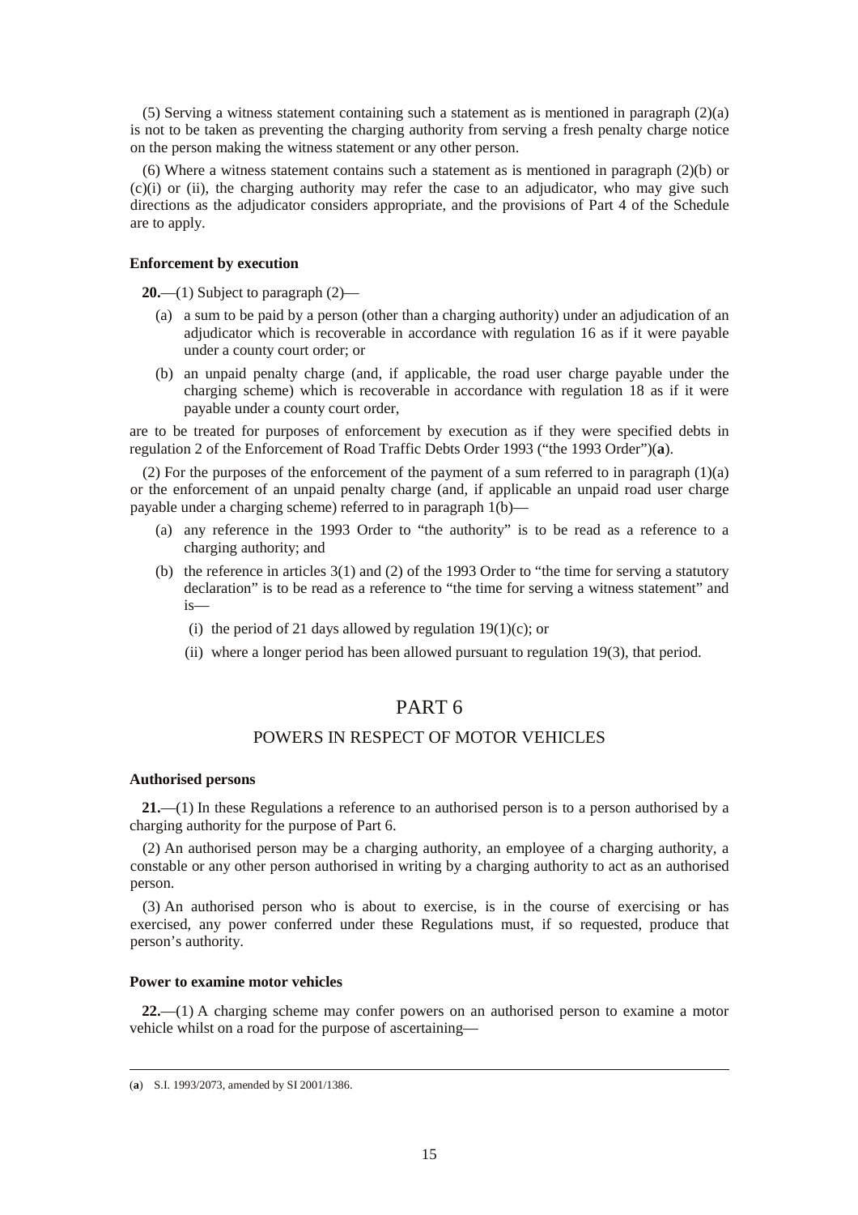(5) Serving a witness statement containing such a statement as is mentioned in paragraph (2)(a) is not to be taken as preventing the charging authority from serving a fresh penalty charge notice on the person making the witness statement or any other person.

(6) Where a witness statement contains such a statement as is mentioned in paragraph (2)(b) or (c)(i) or (ii), the charging authority may refer the case to an adjudicator, who may give such directions as the adjudicator considers appropriate, and the provisions of Part 4 of the Schedule are to apply.

**Enforcement by execution**

**20.**—(1) Subject to paragraph (2)—

(a) a sum to be paid by a person (other than a charging authority) under an adjudication of an adjudicator which is recoverable in accordance with regulation 16 as if it were payable under a county court order; or

(b) an unpaid penalty charge (and, if applicable, the road user charge payable under the charging scheme) which is recoverable in accordance with regulation 18 as if it were payable under a county court order,

are to be treated for purposes of enforcement by execution as if they were specified debts in regulation 2 of the Enforcement of Road Traffic Debts Order 1993 ("the 1993 Order")(**a**).

(2) For the purposes of the enforcement of the payment of a sum referred to in paragraph (1)(a) or the enforcement of an unpaid penalty charge (and, if applicable an unpaid road user charge payable under a charging scheme) referred to in paragraph 1(b)—

(a) any reference in the 1993 Order to "the authority" is to be read as a reference to a charging authority; and

(b) the reference in articles 3(1) and (2) of the 1993 Order to "the time for serving a statutory declaration" is to be read as a reference to "the time for serving a witness statement" and is—

(i) the period of 21 days allowed by regulation 19(1)(c); or

(ii) where a longer period has been allowed pursuant to regulation 19(3), that period.

# PART 6

## POWERS IN RESPECT OF MOTOR VEHICLES

**Authorised persons**

**21.**—(1) In these Regulations a reference to an authorised person is to a person authorised by a charging authority for the purpose of Part 6.

(2) An authorised person may be a charging authority, an employee of a charging authority, a constable or any other person authorised in writing by a charging authority to act as an authorised person.

(3) An authorised person who is about to exercise, is in the course of exercising or has exercised, any power conferred under these Regulations must, if so requested, produce that person's authority.

**Power to examine motor vehicles**

**22.**—(1) A charging scheme may confer powers on an authorised person to examine a motor vehicle whilst on a road for the purpose of ascertaining—

(**a**) S.I. 1993/2073, amended by SI 2001/1386.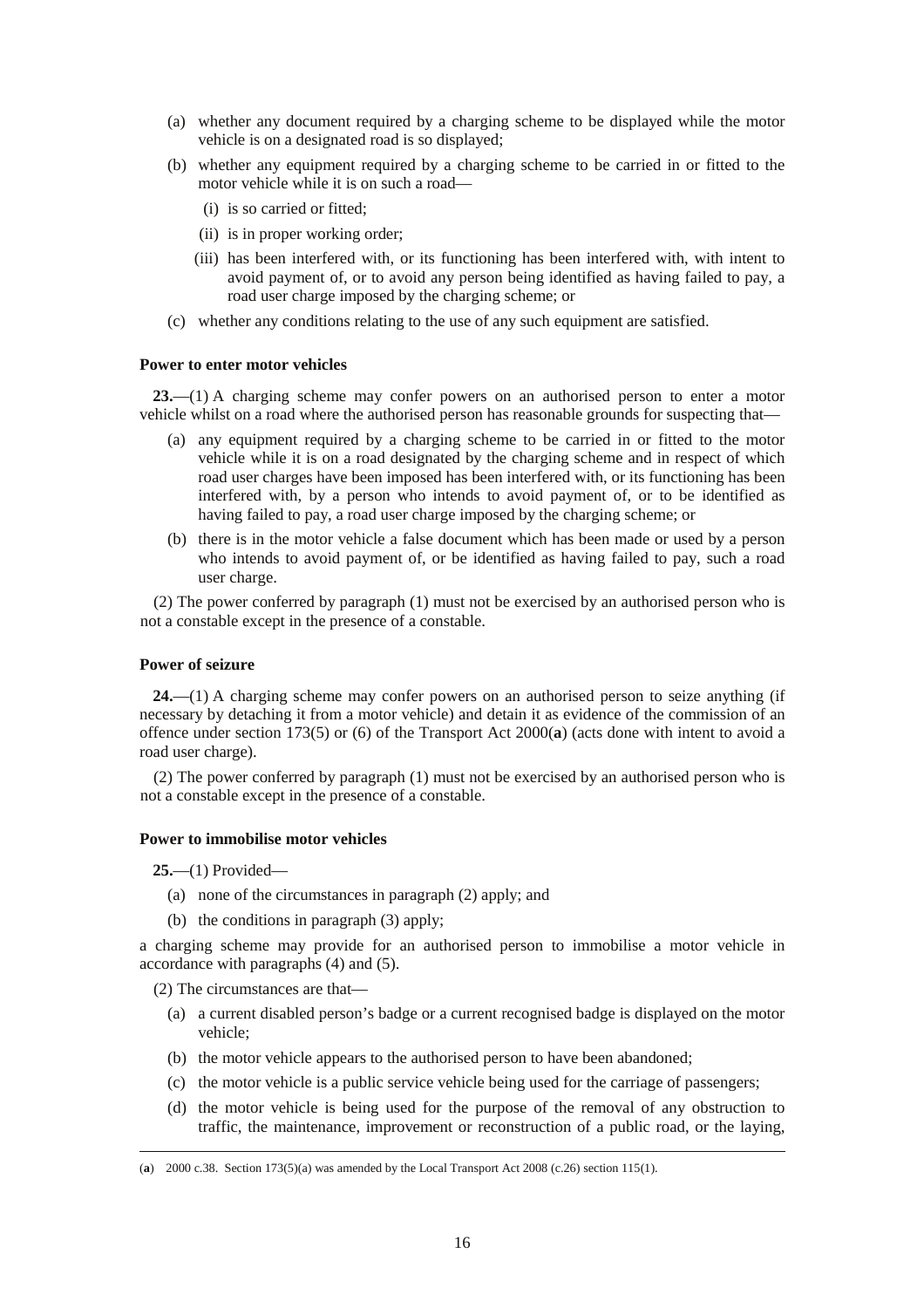(a) whether any document required by a charging scheme to be displayed while the motor vehicle is on a designated road is so displayed;

(b) whether any equipment required by a charging scheme to be carried in or fitted to the motor vehicle while it is on such a road—

(i) is so carried or fitted;

(ii) is in proper working order;

(iii) has been interfered with, or its functioning has been interfered with, with intent to avoid payment of, or to avoid any person being identified as having failed to pay, a road user charge imposed by the charging scheme; or

(c) whether any conditions relating to the use of any such equipment are satisfied.

**Power to enter motor vehicles**

**23.**—(1) A charging scheme may confer powers on an authorised person to enter a motor vehicle whilst on a road where the authorised person has reasonable grounds for suspecting that—

(a) any equipment required by a charging scheme to be carried in or fitted to the motor vehicle while it is on a road designated by the charging scheme and in respect of which road user charges have been imposed has been interfered with, or its functioning has been interfered with, by a person who intends to avoid payment of, or to be identified as having failed to pay, a road user charge imposed by the charging scheme; or

(b) there is in the motor vehicle a false document which has been made or used by a person who intends to avoid payment of, or be identified as having failed to pay, such a road user charge.

(2) The power conferred by paragraph (1) must not be exercised by an authorised person who is not a constable except in the presence of a constable.

**Power of seizure**

**24.**—(1) A charging scheme may confer powers on an authorised person to seize anything (if necessary by detaching it from a motor vehicle) and detain it as evidence of the commission of an offence under section 173(5) or (6) of the Transport Act 2000(**a**) (acts done with intent to avoid a road user charge).

(2) The power conferred by paragraph (1) must not be exercised by an authorised person who is not a constable except in the presence of a constable.

**Power to immobilise motor vehicles**

**25.**—(1) Provided—

(a) none of the circumstances in paragraph (2) apply; and

(b) the conditions in paragraph (3) apply;

a charging scheme may provide for an authorised person to immobilise a motor vehicle in accordance with paragraphs (4) and (5).

(2) The circumstances are that—

(a) a current disabled person's badge or a current recognised badge is displayed on the motor vehicle;

(b) the motor vehicle appears to the authorised person to have been abandoned;

(c) the motor vehicle is a public service vehicle being used for the carriage of passengers;

(d) the motor vehicle is being used for the purpose of the removal of any obstruction to traffic, the maintenance, improvement or reconstruction of a public road, or the laying,

---

(**a**) 2000 c.38. Section 173(5)(a) was amended by the Local Transport Act 2008 (c.26) section 115(1).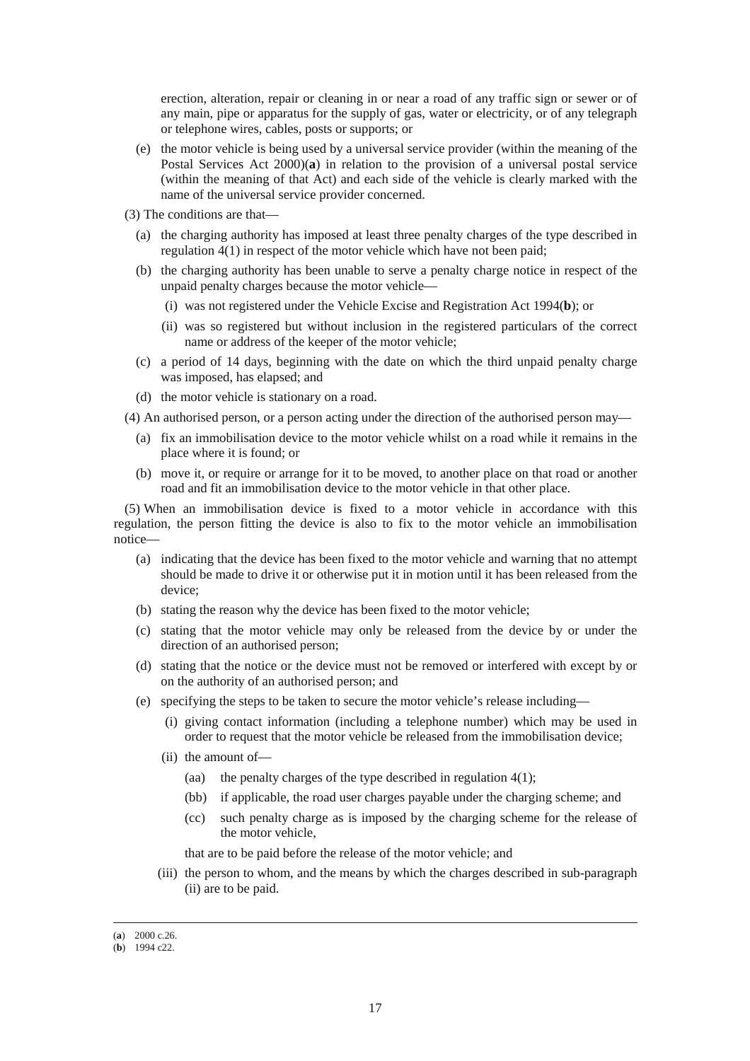erection, alteration, repair or cleaning in or near a road of any traffic sign or sewer or of any main, pipe or apparatus for the supply of gas, water or electricity, or of any telegraph or telephone wires, cables, posts or supports; or

(e) the motor vehicle is being used by a universal service provider (within the meaning of the Postal Services Act 2000)(**a**) in relation to the provision of a universal postal service (within the meaning of that Act) and each side of the vehicle is clearly marked with the name of the universal service provider concerned.

(3) The conditions are that—

(a) the charging authority has imposed at least three penalty charges of the type described in regulation 4(1) in respect of the motor vehicle which have not been paid;

(b) the charging authority has been unable to serve a penalty charge notice in respect of the unpaid penalty charges because the motor vehicle—

(i) was not registered under the Vehicle Excise and Registration Act 1994(**b**); or

(ii) was so registered but without inclusion in the registered particulars of the correct name or address of the keeper of the motor vehicle;

(c) a period of 14 days, beginning with the date on which the third unpaid penalty charge was imposed, has elapsed; and

(d) the motor vehicle is stationary on a road.

(4) An authorised person, or a person acting under the direction of the authorised person may—

(a) fix an immobilisation device to the motor vehicle whilst on a road while it remains in the place where it is found; or

(b) move it, or require or arrange for it to be moved, to another place on that road or another road and fit an immobilisation device to the motor vehicle in that other place.

(5) When an immobilisation device is fixed to a motor vehicle in accordance with this regulation, the person fitting the device is also to fix to the motor vehicle an immobilisation notice—

(a) indicating that the device has been fixed to the motor vehicle and warning that no attempt should be made to drive it or otherwise put it in motion until it has been released from the device;

(b) stating the reason why the device has been fixed to the motor vehicle;

(c) stating that the motor vehicle may only be released from the device by or under the direction of an authorised person;

(d) stating that the notice or the device must not be removed or interfered with except by or on the authority of an authorised person; and

(e) specifying the steps to be taken to secure the motor vehicle's release including—

(i) giving contact information (including a telephone number) which may be used in order to request that the motor vehicle be released from the immobilisation device;

(ii) the amount of—

(aa) the penalty charges of the type described in regulation 4(1);

(bb) if applicable, the road user charges payable under the charging scheme; and

(cc) such penalty charge as is imposed by the charging scheme for the release of the motor vehicle,

that are to be paid before the release of the motor vehicle; and

(iii) the person to whom, and the means by which the charges described in sub-paragraph (ii) are to be paid.

---

(**a**) 2000 c.26.

(**b**) 1994 c22.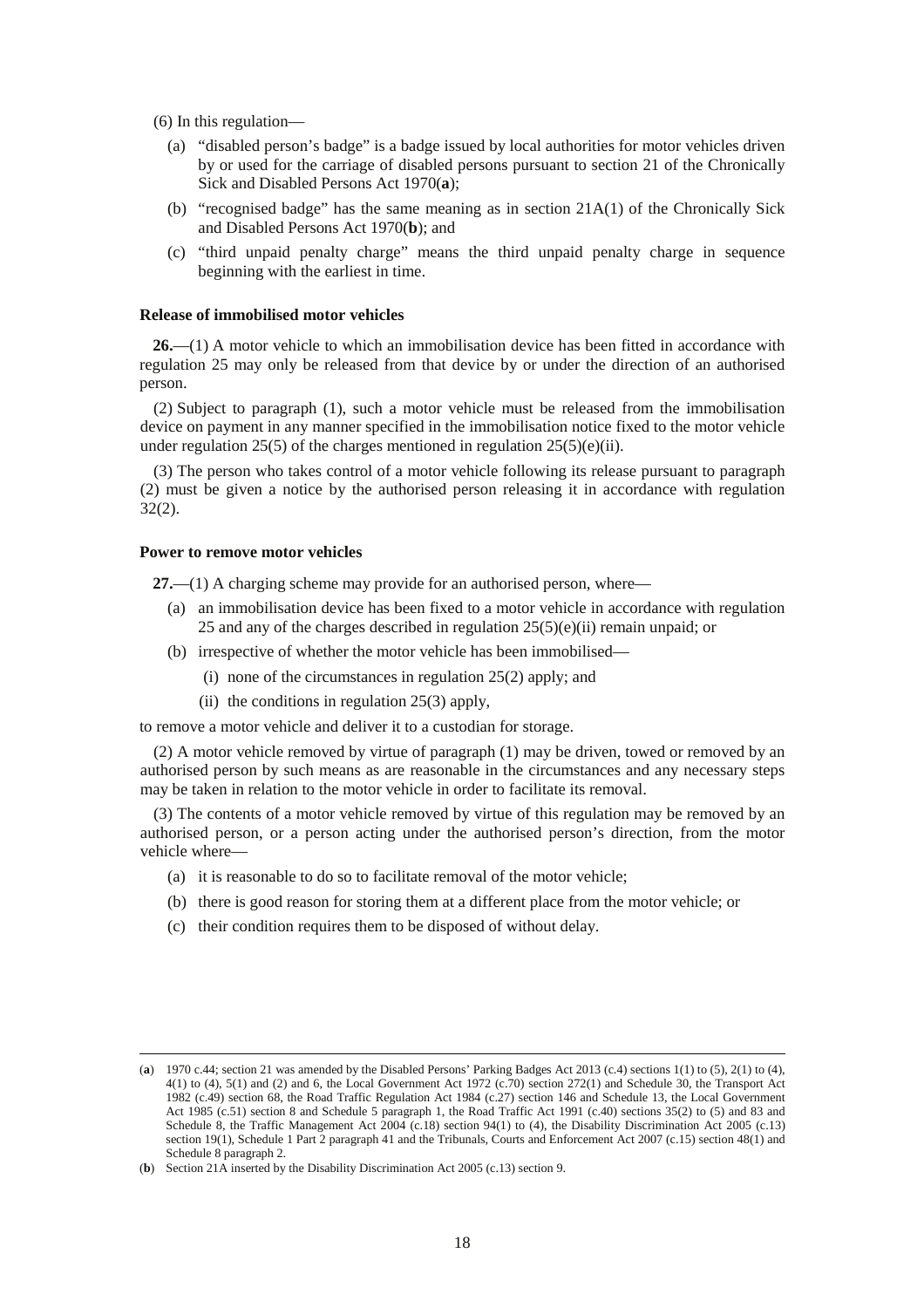(6) In this regulation—

(a) "disabled person's badge" is a badge issued by local authorities for motor vehicles driven by or used for the carriage of disabled persons pursuant to section 21 of the Chronically Sick and Disabled Persons Act 1970(**a**);

(b) "recognised badge" has the same meaning as in section 21A(1) of the Chronically Sick and Disabled Persons Act 1970(**b**); and

(c) "third unpaid penalty charge" means the third unpaid penalty charge in sequence beginning with the earliest in time.

**Release of immobilised motor vehicles**

**26.**—(1) A motor vehicle to which an immobilisation device has been fitted in accordance with regulation 25 may only be released from that device by or under the direction of an authorised person.

(2) Subject to paragraph (1), such a motor vehicle must be released from the immobilisation device on payment in any manner specified in the immobilisation notice fixed to the motor vehicle under regulation 25(5) of the charges mentioned in regulation 25(5)(e)(ii).

(3) The person who takes control of a motor vehicle following its release pursuant to paragraph (2) must be given a notice by the authorised person releasing it in accordance with regulation 32(2).

**Power to remove motor vehicles**

**27.**—(1) A charging scheme may provide for an authorised person, where—

(a) an immobilisation device has been fixed to a motor vehicle in accordance with regulation 25 and any of the charges described in regulation 25(5)(e)(ii) remain unpaid; or

(b) irrespective of whether the motor vehicle has been immobilised—

(i) none of the circumstances in regulation 25(2) apply; and

(ii) the conditions in regulation 25(3) apply,

to remove a motor vehicle and deliver it to a custodian for storage.

(2) A motor vehicle removed by virtue of paragraph (1) may be driven, towed or removed by an authorised person by such means as are reasonable in the circumstances and any necessary steps may be taken in relation to the motor vehicle in order to facilitate its removal.

(3) The contents of a motor vehicle removed by virtue of this regulation may be removed by an authorised person, or a person acting under the authorised person's direction, from the motor vehicle where—

(a) it is reasonable to do so to facilitate removal of the motor vehicle;

(b) there is good reason for storing them at a different place from the motor vehicle; or

(c) their condition requires them to be disposed of without delay.

---

(**a**) 1970 c.44; section 21 was amended by the Disabled Persons' Parking Badges Act 2013 (c.4) sections 1(1) to (5), 2(1) to (4), 4(1) to (4), 5(1) and (2) and 6, the Local Government Act 1972 (c.70) section 272(1) and Schedule 30, the Transport Act 1982 (c.49) section 68, the Road Traffic Regulation Act 1984 (c.27) section 146 and Schedule 13, the Local Government Act 1985 (c.51) section 8 and Schedule 5 paragraph 1, the Road Traffic Act 1991 (c.40) sections 35(2) to (5) and 83 and Schedule 8, the Traffic Management Act 2004 (c.18) section 94(1) to (4), the Disability Discrimination Act 2005 (c.13) section 19(1), Schedule 1 Part 2 paragraph 41 and the Tribunals, Courts and Enforcement Act 2007 (c.15) section 48(1) and Schedule 8 paragraph 2.

(**b**) Section 21A inserted by the Disability Discrimination Act 2005 (c.13) section 9.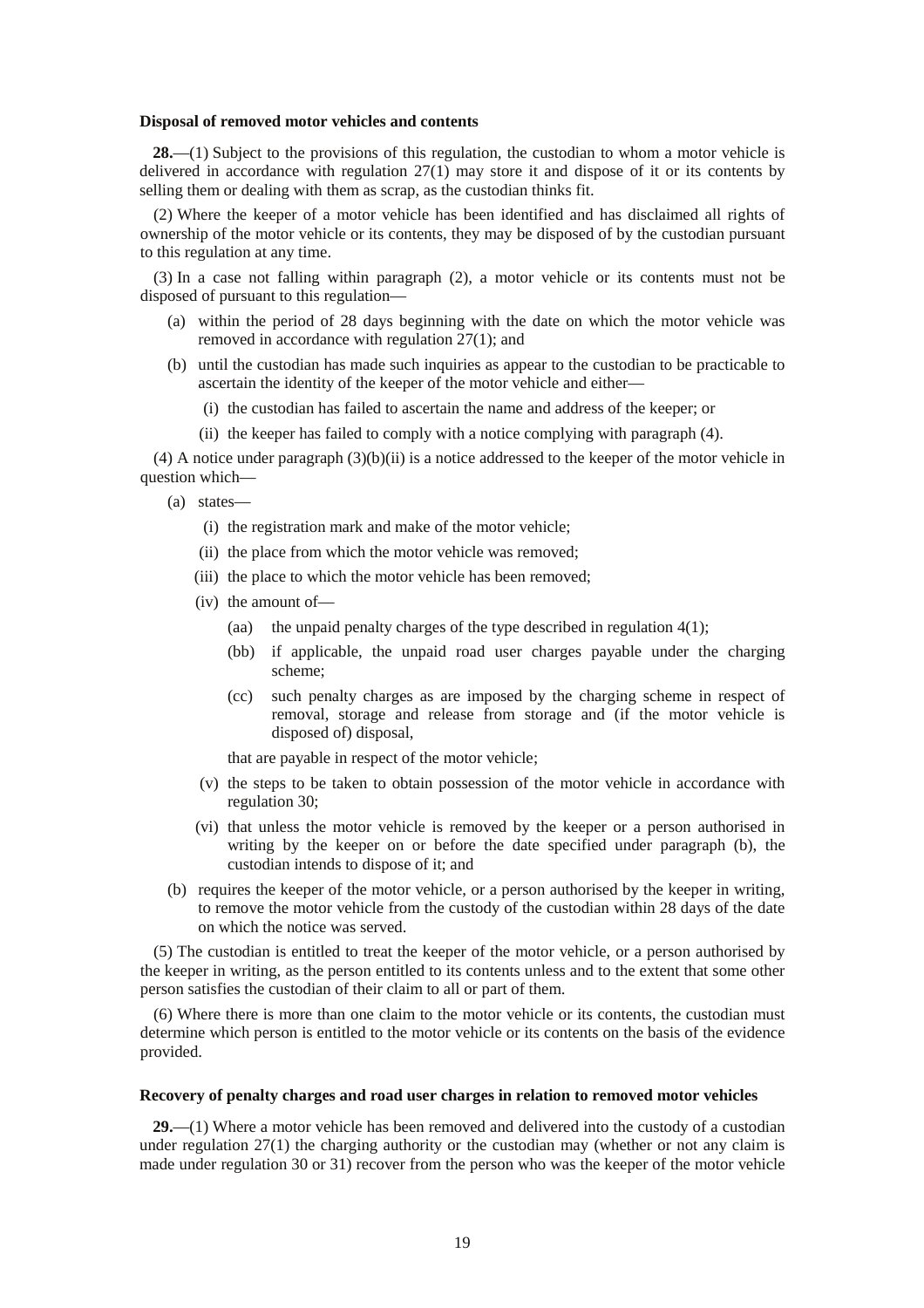**Disposal of removed motor vehicles and contents**

**28.**—(1) Subject to the provisions of this regulation, the custodian to whom a motor vehicle is delivered in accordance with regulation 27(1) may store it and dispose of it or its contents by selling them or dealing with them as scrap, as the custodian thinks fit.

(2) Where the keeper of a motor vehicle has been identified and has disclaimed all rights of ownership of the motor vehicle or its contents, they may be disposed of by the custodian pursuant to this regulation at any time.

(3) In a case not falling within paragraph (2), a motor vehicle or its contents must not be disposed of pursuant to this regulation—

- (a) within the period of 28 days beginning with the date on which the motor vehicle was removed in accordance with regulation 27(1); and
- (b) until the custodian has made such inquiries as appear to the custodian to be practicable to ascertain the identity of the keeper of the motor vehicle and either—
  - (i) the custodian has failed to ascertain the name and address of the keeper; or
  - (ii) the keeper has failed to comply with a notice complying with paragraph (4).

(4) A notice under paragraph (3)(b)(ii) is a notice addressed to the keeper of the motor vehicle in question which—

- (a) states—
  - (i) the registration mark and make of the motor vehicle;
  - (ii) the place from which the motor vehicle was removed;
  - (iii) the place to which the motor vehicle has been removed;
  - (iv) the amount of—
    - (aa) the unpaid penalty charges of the type described in regulation 4(1);
    - (bb) if applicable, the unpaid road user charges payable under the charging scheme;
    - (cc) such penalty charges as are imposed by the charging scheme in respect of removal, storage and release from storage and (if the motor vehicle is disposed of) disposal,

    that are payable in respect of the motor vehicle;
  - (v) the steps to be taken to obtain possession of the motor vehicle in accordance with regulation 30;
  - (vi) that unless the motor vehicle is removed by the keeper or a person authorised in writing by the keeper on or before the date specified under paragraph (b), the custodian intends to dispose of it; and
- (b) requires the keeper of the motor vehicle, or a person authorised by the keeper in writing, to remove the motor vehicle from the custody of the custodian within 28 days of the date on which the notice was served.

(5) The custodian is entitled to treat the keeper of the motor vehicle, or a person authorised by the keeper in writing, as the person entitled to its contents unless and to the extent that some other person satisfies the custodian of their claim to all or part of them.

(6) Where there is more than one claim to the motor vehicle or its contents, the custodian must determine which person is entitled to the motor vehicle or its contents on the basis of the evidence provided.

**Recovery of penalty charges and road user charges in relation to removed motor vehicles**

**29.**—(1) Where a motor vehicle has been removed and delivered into the custody of a custodian under regulation 27(1) the charging authority or the custodian may (whether or not any claim is made under regulation 30 or 31) recover from the person who was the keeper of the motor vehicle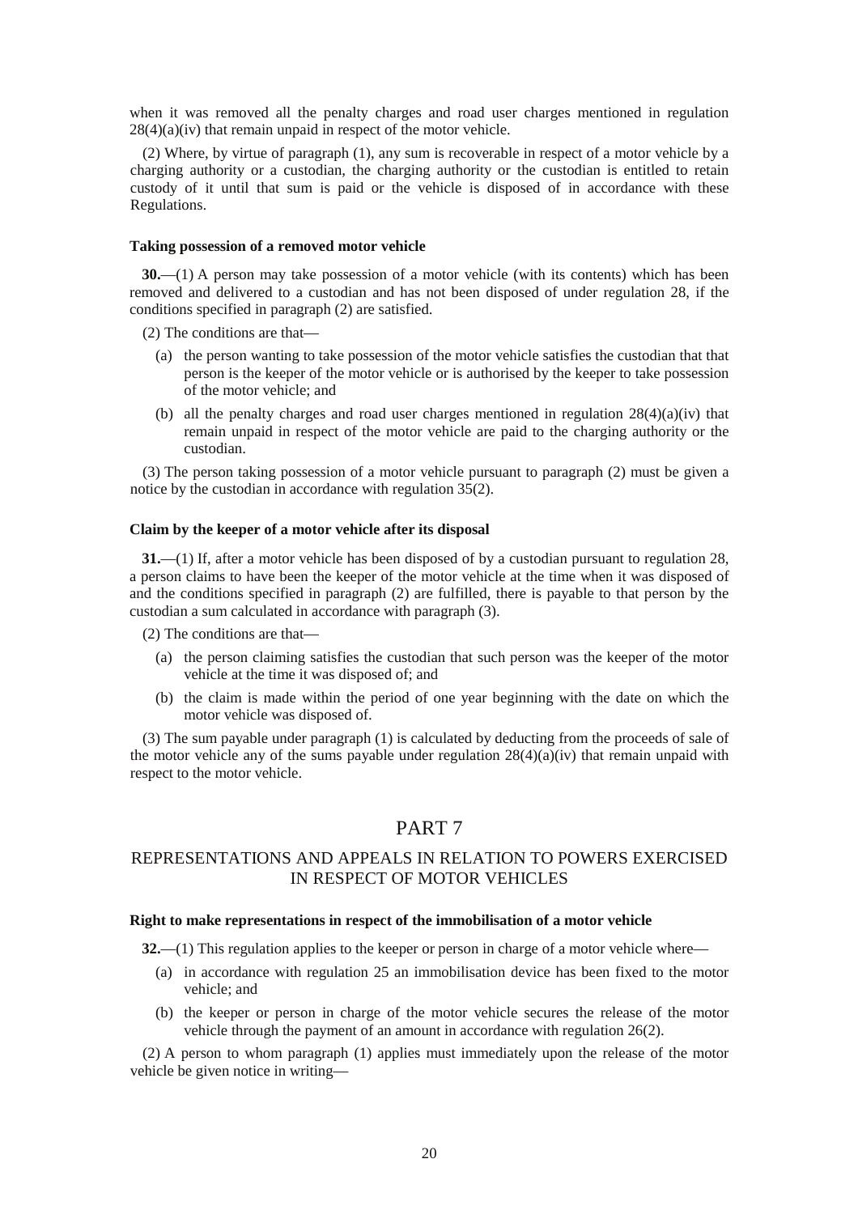when it was removed all the penalty charges and road user charges mentioned in regulation 28(4)(a)(iv) that remain unpaid in respect of the motor vehicle.

(2) Where, by virtue of paragraph (1), any sum is recoverable in respect of a motor vehicle by a charging authority or a custodian, the charging authority or the custodian is entitled to retain custody of it until that sum is paid or the vehicle is disposed of in accordance with these Regulations.

**Taking possession of a removed motor vehicle**

**30.**—(1) A person may take possession of a motor vehicle (with its contents) which has been removed and delivered to a custodian and has not been disposed of under regulation 28, if the conditions specified in paragraph (2) are satisfied.

(2) The conditions are that—

(a) the person wanting to take possession of the motor vehicle satisfies the custodian that that person is the keeper of the motor vehicle or is authorised by the keeper to take possession of the motor vehicle; and

(b) all the penalty charges and road user charges mentioned in regulation 28(4)(a)(iv) that remain unpaid in respect of the motor vehicle are paid to the charging authority or the custodian.

(3) The person taking possession of a motor vehicle pursuant to paragraph (2) must be given a notice by the custodian in accordance with regulation 35(2).

**Claim by the keeper of a motor vehicle after its disposal**

**31.**—(1) If, after a motor vehicle has been disposed of by a custodian pursuant to regulation 28, a person claims to have been the keeper of the motor vehicle at the time when it was disposed of and the conditions specified in paragraph (2) are fulfilled, there is payable to that person by the custodian a sum calculated in accordance with paragraph (3).

(2) The conditions are that—

(a) the person claiming satisfies the custodian that such person was the keeper of the motor vehicle at the time it was disposed of; and

(b) the claim is made within the period of one year beginning with the date on which the motor vehicle was disposed of.

(3) The sum payable under paragraph (1) is calculated by deducting from the proceeds of sale of the motor vehicle any of the sums payable under regulation 28(4)(a)(iv) that remain unpaid with respect to the motor vehicle.

# PART 7

## REPRESENTATIONS AND APPEALS IN RELATION TO POWERS EXERCISED IN RESPECT OF MOTOR VEHICLES

**Right to make representations in respect of the immobilisation of a motor vehicle**

**32.**—(1) This regulation applies to the keeper or person in charge of a motor vehicle where—

(a) in accordance with regulation 25 an immobilisation device has been fixed to the motor vehicle; and

(b) the keeper or person in charge of the motor vehicle secures the release of the motor vehicle through the payment of an amount in accordance with regulation 26(2).

(2) A person to whom paragraph (1) applies must immediately upon the release of the motor vehicle be given notice in writing—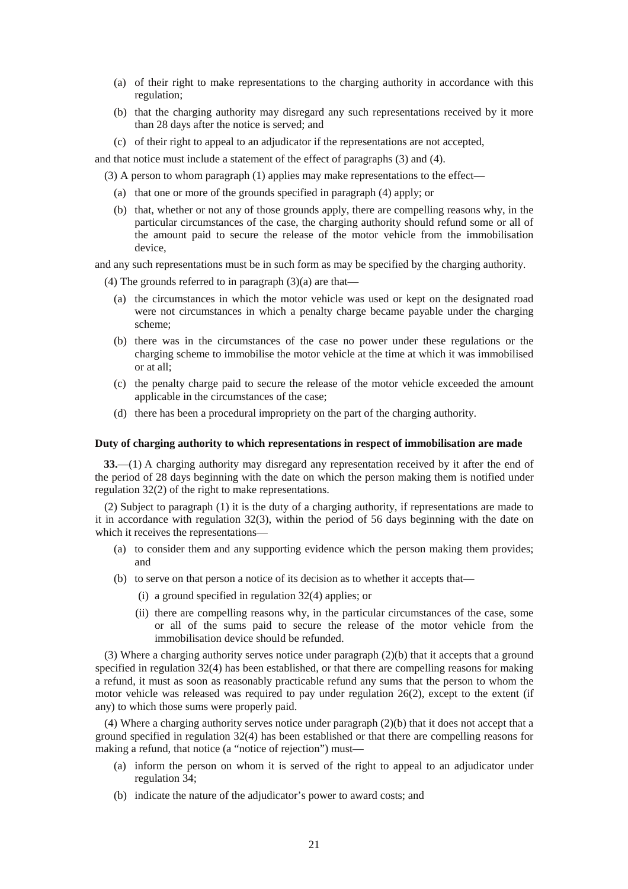(a) of their right to make representations to the charging authority in accordance with this regulation;

(b) that the charging authority may disregard any such representations received by it more than 28 days after the notice is served; and

(c) of their right to appeal to an adjudicator if the representations are not accepted,

and that notice must include a statement of the effect of paragraphs (3) and (4).

(3) A person to whom paragraph (1) applies may make representations to the effect—

(a) that one or more of the grounds specified in paragraph (4) apply; or

(b) that, whether or not any of those grounds apply, there are compelling reasons why, in the particular circumstances of the case, the charging authority should refund some or all of the amount paid to secure the release of the motor vehicle from the immobilisation device,

and any such representations must be in such form as may be specified by the charging authority.

(4) The grounds referred to in paragraph (3)(a) are that—

(a) the circumstances in which the motor vehicle was used or kept on the designated road were not circumstances in which a penalty charge became payable under the charging scheme;

(b) there was in the circumstances of the case no power under these regulations or the charging scheme to immobilise the motor vehicle at the time at which it was immobilised or at all;

(c) the penalty charge paid to secure the release of the motor vehicle exceeded the amount applicable in the circumstances of the case;

(d) there has been a procedural impropriety on the part of the charging authority.

**Duty of charging authority to which representations in respect of immobilisation are made**

**33.**—(1) A charging authority may disregard any representation received by it after the end of the period of 28 days beginning with the date on which the person making them is notified under regulation 32(2) of the right to make representations.

(2) Subject to paragraph (1) it is the duty of a charging authority, if representations are made to it in accordance with regulation 32(3), within the period of 56 days beginning with the date on which it receives the representations—

(a) to consider them and any supporting evidence which the person making them provides; and

(b) to serve on that person a notice of its decision as to whether it accepts that—

(i) a ground specified in regulation 32(4) applies; or

(ii) there are compelling reasons why, in the particular circumstances of the case, some or all of the sums paid to secure the release of the motor vehicle from the immobilisation device should be refunded.

(3) Where a charging authority serves notice under paragraph (2)(b) that it accepts that a ground specified in regulation 32(4) has been established, or that there are compelling reasons for making a refund, it must as soon as reasonably practicable refund any sums that the person to whom the motor vehicle was released was required to pay under regulation 26(2), except to the extent (if any) to which those sums were properly paid.

(4) Where a charging authority serves notice under paragraph (2)(b) that it does not accept that a ground specified in regulation 32(4) has been established or that there are compelling reasons for making a refund, that notice (a "notice of rejection") must—

(a) inform the person on whom it is served of the right to appeal to an adjudicator under regulation 34;

(b) indicate the nature of the adjudicator's power to award costs; and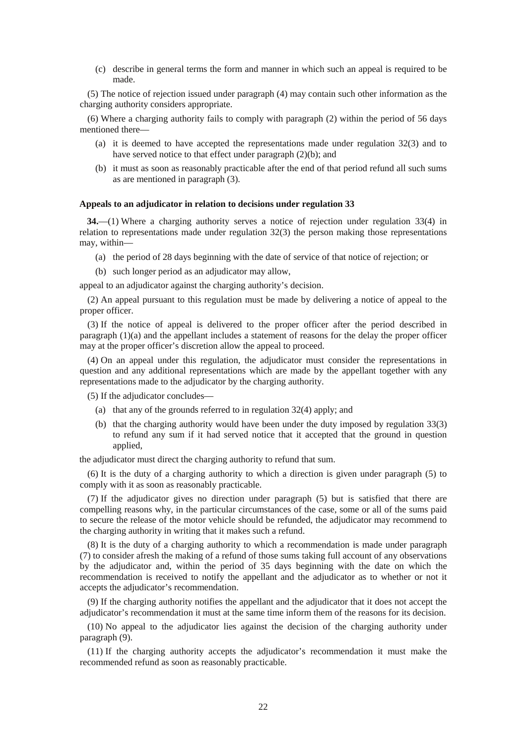(c) describe in general terms the form and manner in which such an appeal is required to be made.

(5) The notice of rejection issued under paragraph (4) may contain such other information as the charging authority considers appropriate.

(6) Where a charging authority fails to comply with paragraph (2) within the period of 56 days mentioned there—

(a) it is deemed to have accepted the representations made under regulation 32(3) and to have served notice to that effect under paragraph (2)(b); and

(b) it must as soon as reasonably practicable after the end of that period refund all such sums as are mentioned in paragraph (3).

**Appeals to an adjudicator in relation to decisions under regulation 33**

**34.**—(1) Where a charging authority serves a notice of rejection under regulation 33(4) in relation to representations made under regulation 32(3) the person making those representations may, within—

(a) the period of 28 days beginning with the date of service of that notice of rejection; or

(b) such longer period as an adjudicator may allow,

appeal to an adjudicator against the charging authority's decision.

(2) An appeal pursuant to this regulation must be made by delivering a notice of appeal to the proper officer.

(3) If the notice of appeal is delivered to the proper officer after the period described in paragraph (1)(a) and the appellant includes a statement of reasons for the delay the proper officer may at the proper officer's discretion allow the appeal to proceed.

(4) On an appeal under this regulation, the adjudicator must consider the representations in question and any additional representations which are made by the appellant together with any representations made to the adjudicator by the charging authority.

(5) If the adjudicator concludes—

(a) that any of the grounds referred to in regulation 32(4) apply; and

(b) that the charging authority would have been under the duty imposed by regulation 33(3) to refund any sum if it had served notice that it accepted that the ground in question applied,

the adjudicator must direct the charging authority to refund that sum.

(6) It is the duty of a charging authority to which a direction is given under paragraph (5) to comply with it as soon as reasonably practicable.

(7) If the adjudicator gives no direction under paragraph (5) but is satisfied that there are compelling reasons why, in the particular circumstances of the case, some or all of the sums paid to secure the release of the motor vehicle should be refunded, the adjudicator may recommend to the charging authority in writing that it makes such a refund.

(8) It is the duty of a charging authority to which a recommendation is made under paragraph (7) to consider afresh the making of a refund of those sums taking full account of any observations by the adjudicator and, within the period of 35 days beginning with the date on which the recommendation is received to notify the appellant and the adjudicator as to whether or not it accepts the adjudicator's recommendation.

(9) If the charging authority notifies the appellant and the adjudicator that it does not accept the adjudicator's recommendation it must at the same time inform them of the reasons for its decision.

(10) No appeal to the adjudicator lies against the decision of the charging authority under paragraph (9).

(11) If the charging authority accepts the adjudicator's recommendation it must make the recommended refund as soon as reasonably practicable.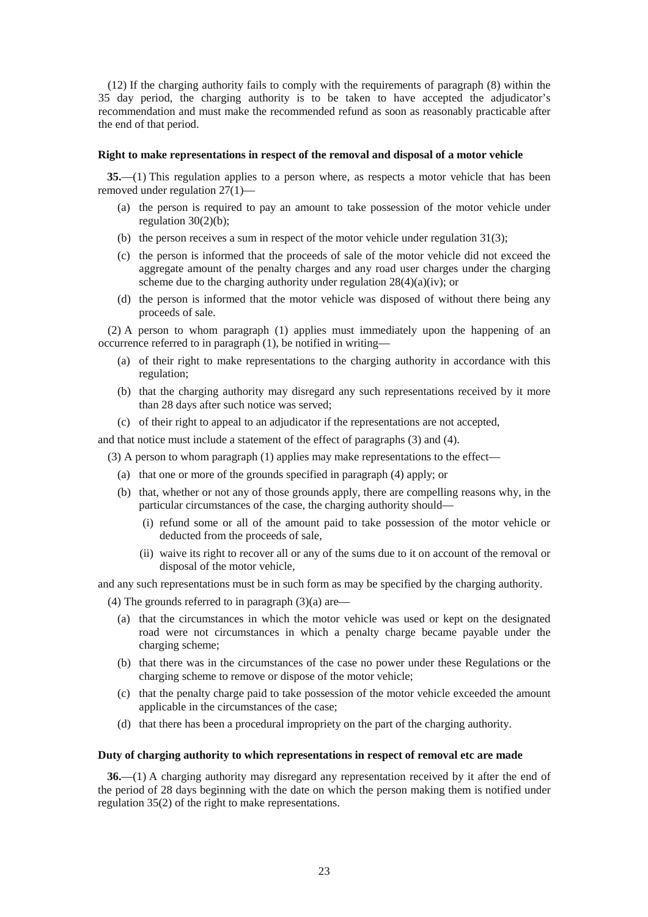(12) If the charging authority fails to comply with the requirements of paragraph (8) within the 35 day period, the charging authority is to be taken to have accepted the adjudicator's recommendation and must make the recommended refund as soon as reasonably practicable after the end of that period.

**Right to make representations in respect of the removal and disposal of a motor vehicle**

**35.**—(1) This regulation applies to a person where, as respects a motor vehicle that has been removed under regulation 27(1)—

(a) the person is required to pay an amount to take possession of the motor vehicle under regulation 30(2)(b);

(b) the person receives a sum in respect of the motor vehicle under regulation 31(3);

(c) the person is informed that the proceeds of sale of the motor vehicle did not exceed the aggregate amount of the penalty charges and any road user charges under the charging scheme due to the charging authority under regulation 28(4)(a)(iv); or

(d) the person is informed that the motor vehicle was disposed of without there being any proceeds of sale.

(2) A person to whom paragraph (1) applies must immediately upon the happening of an occurrence referred to in paragraph (1), be notified in writing—

(a) of their right to make representations to the charging authority in accordance with this regulation;

(b) that the charging authority may disregard any such representations received by it more than 28 days after such notice was served;

(c) of their right to appeal to an adjudicator if the representations are not accepted,

and that notice must include a statement of the effect of paragraphs (3) and (4).

(3) A person to whom paragraph (1) applies may make representations to the effect—

(a) that one or more of the grounds specified in paragraph (4) apply; or

(b) that, whether or not any of those grounds apply, there are compelling reasons why, in the particular circumstances of the case, the charging authority should—

(i) refund some or all of the amount paid to take possession of the motor vehicle or deducted from the proceeds of sale,

(ii) waive its right to recover all or any of the sums due to it on account of the removal or disposal of the motor vehicle,

and any such representations must be in such form as may be specified by the charging authority.

(4) The grounds referred to in paragraph (3)(a) are—

(a) that the circumstances in which the motor vehicle was used or kept on the designated road were not circumstances in which a penalty charge became payable under the charging scheme;

(b) that there was in the circumstances of the case no power under these Regulations or the charging scheme to remove or dispose of the motor vehicle;

(c) that the penalty charge paid to take possession of the motor vehicle exceeded the amount applicable in the circumstances of the case;

(d) that there has been a procedural impropriety on the part of the charging authority.

**Duty of charging authority to which representations in respect of removal etc are made**

**36.**—(1) A charging authority may disregard any representation received by it after the end of the period of 28 days beginning with the date on which the person making them is notified under regulation 35(2) of the right to make representations.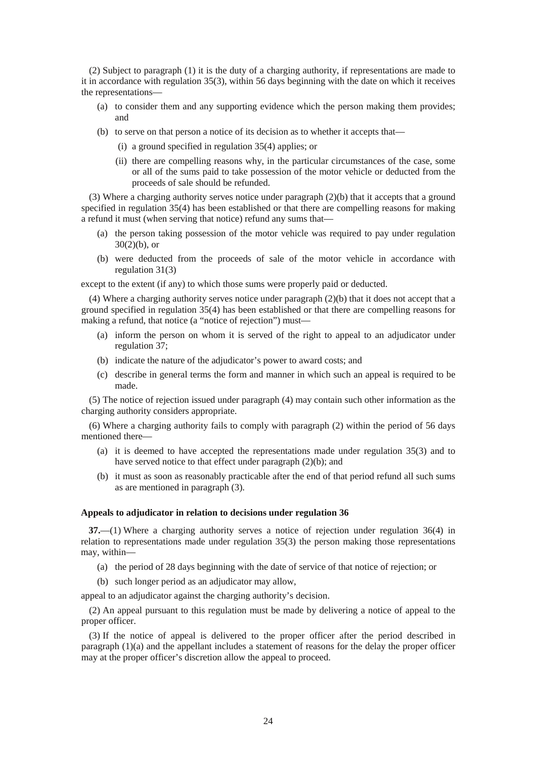(2) Subject to paragraph (1) it is the duty of a charging authority, if representations are made to it in accordance with regulation 35(3), within 56 days beginning with the date on which it receives the representations—

- (a) to consider them and any supporting evidence which the person making them provides; and
- (b) to serve on that person a notice of its decision as to whether it accepts that—
  - (i) a ground specified in regulation 35(4) applies; or
  - (ii) there are compelling reasons why, in the particular circumstances of the case, some or all of the sums paid to take possession of the motor vehicle or deducted from the proceeds of sale should be refunded.

(3) Where a charging authority serves notice under paragraph (2)(b) that it accepts that a ground specified in regulation 35(4) has been established or that there are compelling reasons for making a refund it must (when serving that notice) refund any sums that—

- (a) the person taking possession of the motor vehicle was required to pay under regulation 30(2)(b), or
- (b) were deducted from the proceeds of sale of the motor vehicle in accordance with regulation 31(3)

except to the extent (if any) to which those sums were properly paid or deducted.

(4) Where a charging authority serves notice under paragraph (2)(b) that it does not accept that a ground specified in regulation 35(4) has been established or that there are compelling reasons for making a refund, that notice (a "notice of rejection") must—

- (a) inform the person on whom it is served of the right to appeal to an adjudicator under regulation 37;
- (b) indicate the nature of the adjudicator's power to award costs; and
- (c) describe in general terms the form and manner in which such an appeal is required to be made.

(5) The notice of rejection issued under paragraph (4) may contain such other information as the charging authority considers appropriate.

(6) Where a charging authority fails to comply with paragraph (2) within the period of 56 days mentioned there—

- (a) it is deemed to have accepted the representations made under regulation 35(3) and to have served notice to that effect under paragraph (2)(b); and
- (b) it must as soon as reasonably practicable after the end of that period refund all such sums as are mentioned in paragraph (3).

**Appeals to adjudicator in relation to decisions under regulation 36**

**37.**—(1) Where a charging authority serves a notice of rejection under regulation 36(4) in relation to representations made under regulation 35(3) the person making those representations may, within—

- (a) the period of 28 days beginning with the date of service of that notice of rejection; or
- (b) such longer period as an adjudicator may allow,

appeal to an adjudicator against the charging authority's decision.

(2) An appeal pursuant to this regulation must be made by delivering a notice of appeal to the proper officer.

(3) If the notice of appeal is delivered to the proper officer after the period described in paragraph (1)(a) and the appellant includes a statement of reasons for the delay the proper officer may at the proper officer's discretion allow the appeal to proceed.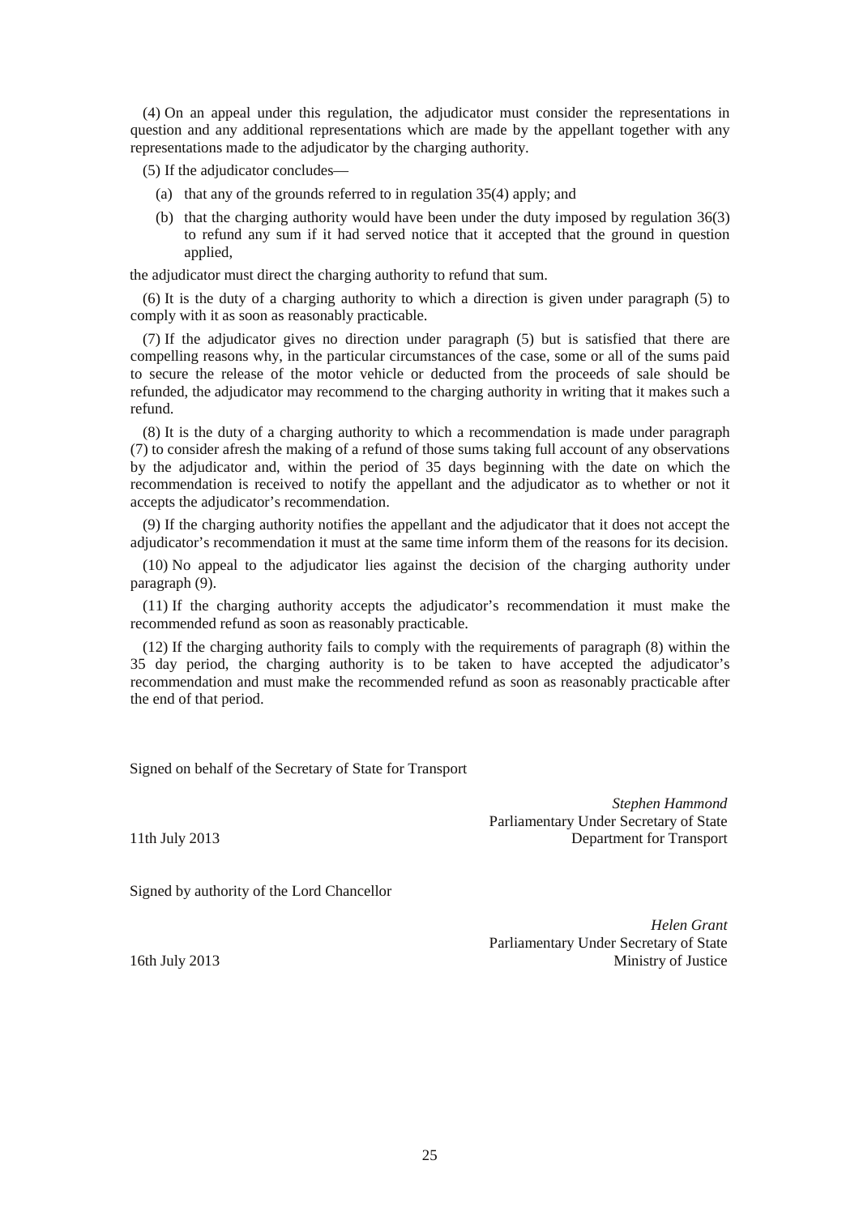(4) On an appeal under this regulation, the adjudicator must consider the representations in question and any additional representations which are made by the appellant together with any representations made to the adjudicator by the charging authority.

(5) If the adjudicator concludes—

(a) that any of the grounds referred to in regulation 35(4) apply; and

(b) that the charging authority would have been under the duty imposed by regulation 36(3) to refund any sum if it had served notice that it accepted that the ground in question applied,

the adjudicator must direct the charging authority to refund that sum.

(6) It is the duty of a charging authority to which a direction is given under paragraph (5) to comply with it as soon as reasonably practicable.

(7) If the adjudicator gives no direction under paragraph (5) but is satisfied that there are compelling reasons why, in the particular circumstances of the case, some or all of the sums paid to secure the release of the motor vehicle or deducted from the proceeds of sale should be refunded, the adjudicator may recommend to the charging authority in writing that it makes such a refund.

(8) It is the duty of a charging authority to which a recommendation is made under paragraph (7) to consider afresh the making of a refund of those sums taking full account of any observations by the adjudicator and, within the period of 35 days beginning with the date on which the recommendation is received to notify the appellant and the adjudicator as to whether or not it accepts the adjudicator's recommendation.

(9) If the charging authority notifies the appellant and the adjudicator that it does not accept the adjudicator's recommendation it must at the same time inform them of the reasons for its decision.

(10) No appeal to the adjudicator lies against the decision of the charging authority under paragraph (9).

(11) If the charging authority accepts the adjudicator's recommendation it must make the recommended refund as soon as reasonably practicable.

(12) If the charging authority fails to comply with the requirements of paragraph (8) within the 35 day period, the charging authority is to be taken to have accepted the adjudicator's recommendation and must make the recommended refund as soon as reasonably practicable after the end of that period.

Signed on behalf of the Secretary of State for Transport

*Stephen Hammond*
Parliamentary Under Secretary of State
Department for Transport

11th July 2013

Signed by authority of the Lord Chancellor

*Helen Grant*
Parliamentary Under Secretary of State
Ministry of Justice

16th July 2013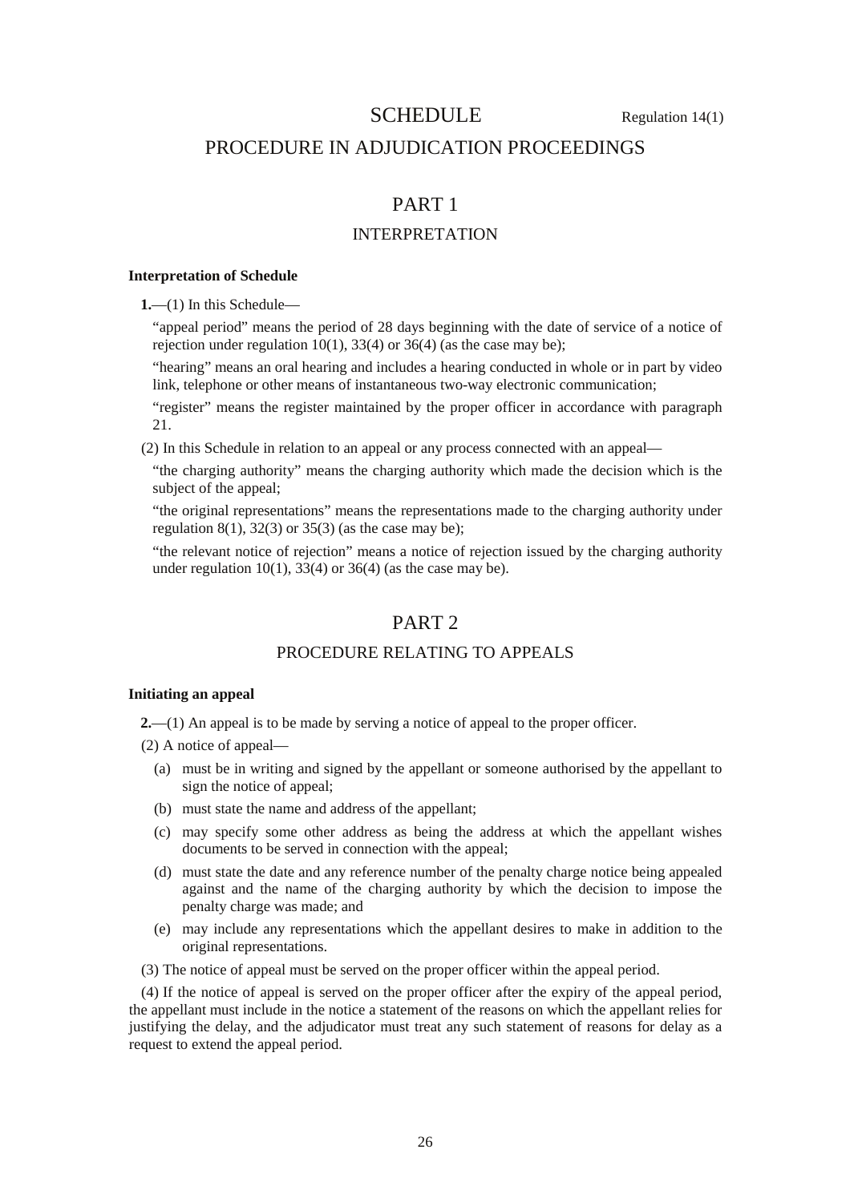# SCHEDULE

Regulation 14(1)

## PROCEDURE IN ADJUDICATION PROCEEDINGS

## PART 1

### INTERPRETATION

**Interpretation of Schedule**

**1.**—(1) In this Schedule—

"appeal period" means the period of 28 days beginning with the date of service of a notice of rejection under regulation 10(1), 33(4) or 36(4) (as the case may be);

"hearing" means an oral hearing and includes a hearing conducted in whole or in part by video link, telephone or other means of instantaneous two-way electronic communication;

"register" means the register maintained by the proper officer in accordance with paragraph 21.

(2) In this Schedule in relation to an appeal or any process connected with an appeal—

"the charging authority" means the charging authority which made the decision which is the subject of the appeal;

"the original representations" means the representations made to the charging authority under regulation 8(1), 32(3) or 35(3) (as the case may be);

"the relevant notice of rejection" means a notice of rejection issued by the charging authority under regulation 10(1), 33(4) or 36(4) (as the case may be).

## PART 2

### PROCEDURE RELATING TO APPEALS

**Initiating an appeal**

**2.**—(1) An appeal is to be made by serving a notice of appeal to the proper officer.

(2) A notice of appeal—

(a) must be in writing and signed by the appellant or someone authorised by the appellant to sign the notice of appeal;

(b) must state the name and address of the appellant;

(c) may specify some other address as being the address at which the appellant wishes documents to be served in connection with the appeal;

(d) must state the date and any reference number of the penalty charge notice being appealed against and the name of the charging authority by which the decision to impose the penalty charge was made; and

(e) may include any representations which the appellant desires to make in addition to the original representations.

(3) The notice of appeal must be served on the proper officer within the appeal period.

(4) If the notice of appeal is served on the proper officer after the expiry of the appeal period, the appellant must include in the notice a statement of the reasons on which the appellant relies for justifying the delay, and the adjudicator must treat any such statement of reasons for delay as a request to extend the appeal period.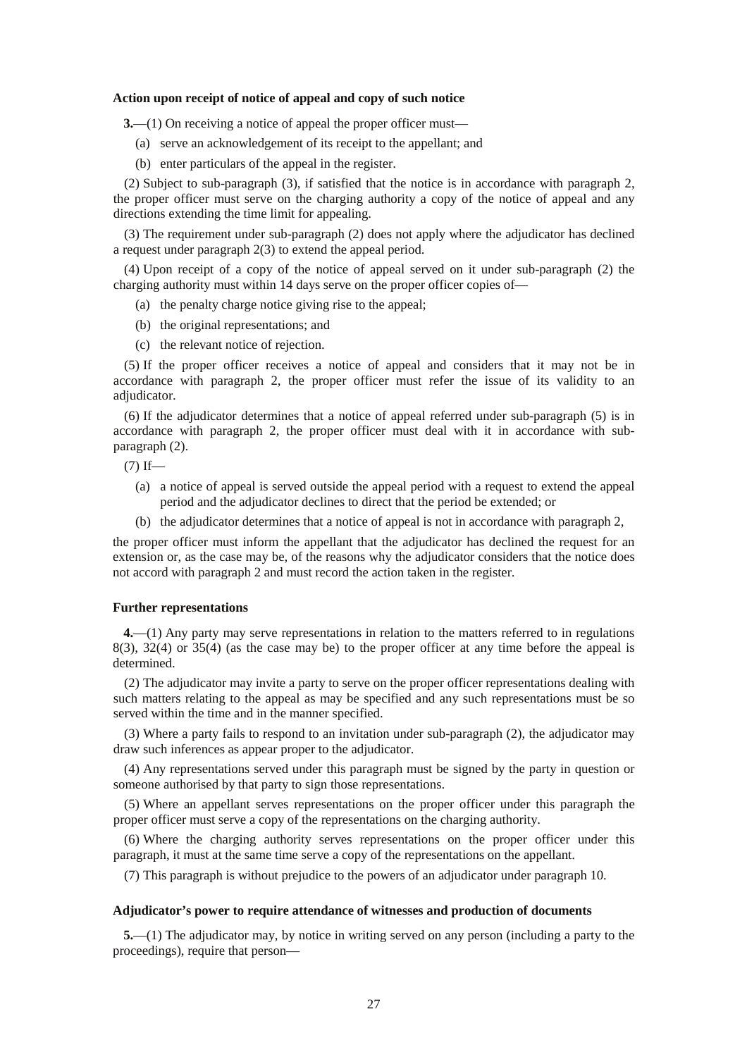**Action upon receipt of notice of appeal and copy of such notice**

**3.**—(1) On receiving a notice of appeal the proper officer must—

(a) serve an acknowledgement of its receipt to the appellant; and

(b) enter particulars of the appeal in the register.

(2) Subject to sub-paragraph (3), if satisfied that the notice is in accordance with paragraph 2, the proper officer must serve on the charging authority a copy of the notice of appeal and any directions extending the time limit for appealing.

(3) The requirement under sub-paragraph (2) does not apply where the adjudicator has declined a request under paragraph 2(3) to extend the appeal period.

(4) Upon receipt of a copy of the notice of appeal served on it under sub-paragraph (2) the charging authority must within 14 days serve on the proper officer copies of—

(a) the penalty charge notice giving rise to the appeal;

(b) the original representations; and

(c) the relevant notice of rejection.

(5) If the proper officer receives a notice of appeal and considers that it may not be in accordance with paragraph 2, the proper officer must refer the issue of its validity to an adjudicator.

(6) If the adjudicator determines that a notice of appeal referred under sub-paragraph (5) is in accordance with paragraph 2, the proper officer must deal with it in accordance with sub-paragraph (2).

(7) If—

(a) a notice of appeal is served outside the appeal period with a request to extend the appeal period and the adjudicator declines to direct that the period be extended; or

(b) the adjudicator determines that a notice of appeal is not in accordance with paragraph 2,

the proper officer must inform the appellant that the adjudicator has declined the request for an extension or, as the case may be, of the reasons why the adjudicator considers that the notice does not accord with paragraph 2 and must record the action taken in the register.

**Further representations**

**4.**—(1) Any party may serve representations in relation to the matters referred to in regulations 8(3), 32(4) or 35(4) (as the case may be) to the proper officer at any time before the appeal is determined.

(2) The adjudicator may invite a party to serve on the proper officer representations dealing with such matters relating to the appeal as may be specified and any such representations must be so served within the time and in the manner specified.

(3) Where a party fails to respond to an invitation under sub-paragraph (2), the adjudicator may draw such inferences as appear proper to the adjudicator.

(4) Any representations served under this paragraph must be signed by the party in question or someone authorised by that party to sign those representations.

(5) Where an appellant serves representations on the proper officer under this paragraph the proper officer must serve a copy of the representations on the charging authority.

(6) Where the charging authority serves representations on the proper officer under this paragraph, it must at the same time serve a copy of the representations on the appellant.

(7) This paragraph is without prejudice to the powers of an adjudicator under paragraph 10.

**Adjudicator's power to require attendance of witnesses and production of documents**

**5.**—(1) The adjudicator may, by notice in writing served on any person (including a party to the proceedings), require that person—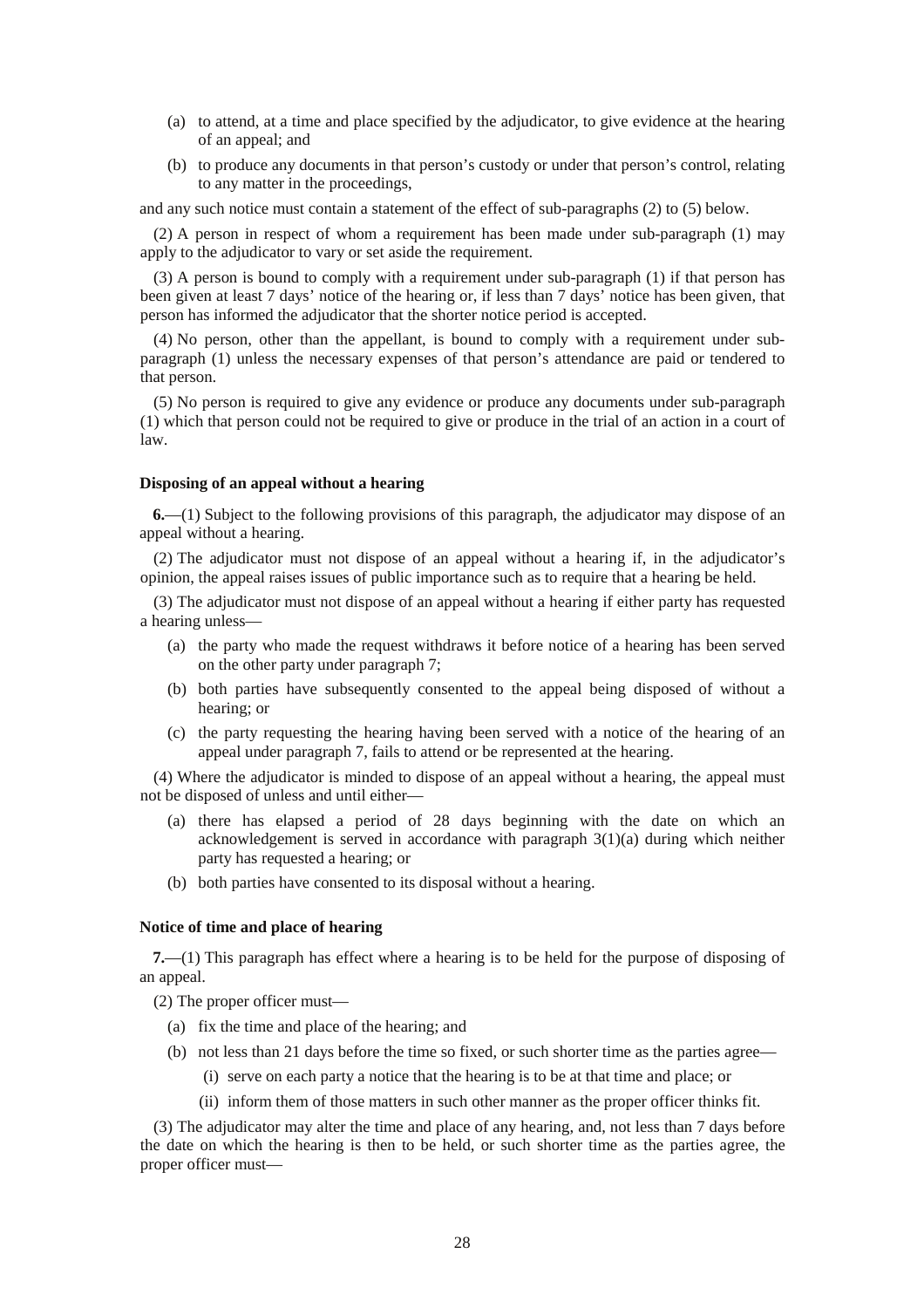(a) to attend, at a time and place specified by the adjudicator, to give evidence at the hearing of an appeal; and

(b) to produce any documents in that person's custody or under that person's control, relating to any matter in the proceedings,

and any such notice must contain a statement of the effect of sub-paragraphs (2) to (5) below.

(2) A person in respect of whom a requirement has been made under sub-paragraph (1) may apply to the adjudicator to vary or set aside the requirement.

(3) A person is bound to comply with a requirement under sub-paragraph (1) if that person has been given at least 7 days' notice of the hearing or, if less than 7 days' notice has been given, that person has informed the adjudicator that the shorter notice period is accepted.

(4) No person, other than the appellant, is bound to comply with a requirement under sub-paragraph (1) unless the necessary expenses of that person's attendance are paid or tendered to that person.

(5) No person is required to give any evidence or produce any documents under sub-paragraph (1) which that person could not be required to give or produce in the trial of an action in a court of law.

**Disposing of an appeal without a hearing**

**6.**—(1) Subject to the following provisions of this paragraph, the adjudicator may dispose of an appeal without a hearing.

(2) The adjudicator must not dispose of an appeal without a hearing if, in the adjudicator's opinion, the appeal raises issues of public importance such as to require that a hearing be held.

(3) The adjudicator must not dispose of an appeal without a hearing if either party has requested a hearing unless—

(a) the party who made the request withdraws it before notice of a hearing has been served on the other party under paragraph 7;

(b) both parties have subsequently consented to the appeal being disposed of without a hearing; or

(c) the party requesting the hearing having been served with a notice of the hearing of an appeal under paragraph 7, fails to attend or be represented at the hearing.

(4) Where the adjudicator is minded to dispose of an appeal without a hearing, the appeal must not be disposed of unless and until either—

(a) there has elapsed a period of 28 days beginning with the date on which an acknowledgement is served in accordance with paragraph 3(1)(a) during which neither party has requested a hearing; or

(b) both parties have consented to its disposal without a hearing.

**Notice of time and place of hearing**

**7.**—(1) This paragraph has effect where a hearing is to be held for the purpose of disposing of an appeal.

(2) The proper officer must—

(a) fix the time and place of the hearing; and

(b) not less than 21 days before the time so fixed, or such shorter time as the parties agree—

(i) serve on each party a notice that the hearing is to be at that time and place; or

(ii) inform them of those matters in such other manner as the proper officer thinks fit.

(3) The adjudicator may alter the time and place of any hearing, and, not less than 7 days before the date on which the hearing is then to be held, or such shorter time as the parties agree, the proper officer must—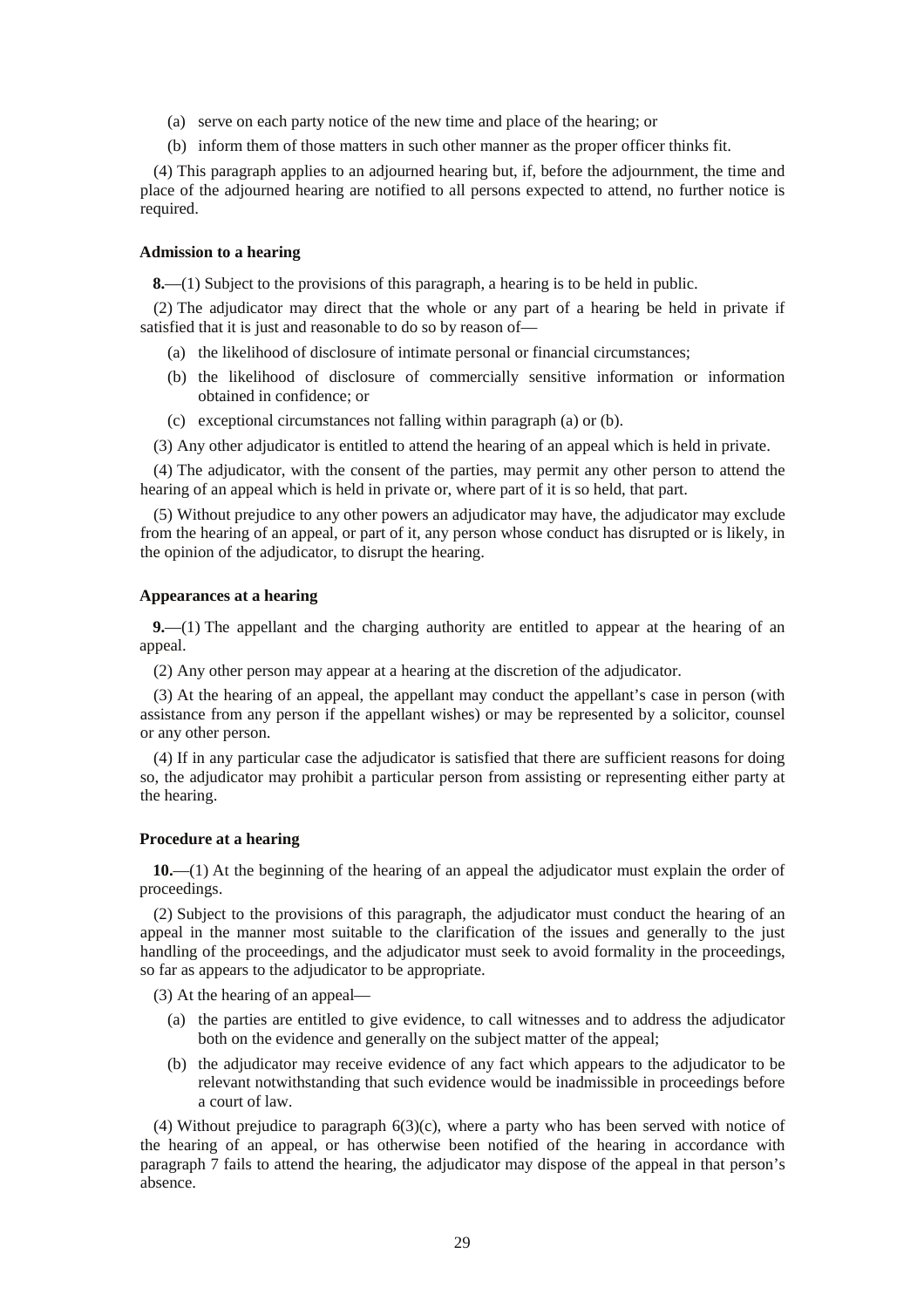(a) serve on each party notice of the new time and place of the hearing; or

(b) inform them of those matters in such other manner as the proper officer thinks fit.

(4) This paragraph applies to an adjourned hearing but, if, before the adjournment, the time and place of the adjourned hearing are notified to all persons expected to attend, no further notice is required.

#### Admission to a hearing

**8.**—(1) Subject to the provisions of this paragraph, a hearing is to be held in public.

(2) The adjudicator may direct that the whole or any part of a hearing be held in private if satisfied that it is just and reasonable to do so by reason of—

(a) the likelihood of disclosure of intimate personal or financial circumstances;

(b) the likelihood of disclosure of commercially sensitive information or information obtained in confidence; or

(c) exceptional circumstances not falling within paragraph (a) or (b).

(3) Any other adjudicator is entitled to attend the hearing of an appeal which is held in private.

(4) The adjudicator, with the consent of the parties, may permit any other person to attend the hearing of an appeal which is held in private or, where part of it is so held, that part.

(5) Without prejudice to any other powers an adjudicator may have, the adjudicator may exclude from the hearing of an appeal, or part of it, any person whose conduct has disrupted or is likely, in the opinion of the adjudicator, to disrupt the hearing.

#### Appearances at a hearing

**9.**—(1) The appellant and the charging authority are entitled to appear at the hearing of an appeal.

(2) Any other person may appear at a hearing at the discretion of the adjudicator.

(3) At the hearing of an appeal, the appellant may conduct the appellant's case in person (with assistance from any person if the appellant wishes) or may be represented by a solicitor, counsel or any other person.

(4) If in any particular case the adjudicator is satisfied that there are sufficient reasons for doing so, the adjudicator may prohibit a particular person from assisting or representing either party at the hearing.

#### Procedure at a hearing

**10.**—(1) At the beginning of the hearing of an appeal the adjudicator must explain the order of proceedings.

(2) Subject to the provisions of this paragraph, the adjudicator must conduct the hearing of an appeal in the manner most suitable to the clarification of the issues and generally to the just handling of the proceedings, and the adjudicator must seek to avoid formality in the proceedings, so far as appears to the adjudicator to be appropriate.

(3) At the hearing of an appeal—

(a) the parties are entitled to give evidence, to call witnesses and to address the adjudicator both on the evidence and generally on the subject matter of the appeal;

(b) the adjudicator may receive evidence of any fact which appears to the adjudicator to be relevant notwithstanding that such evidence would be inadmissible in proceedings before a court of law.

(4) Without prejudice to paragraph 6(3)(c), where a party who has been served with notice of the hearing of an appeal, or has otherwise been notified of the hearing in accordance with paragraph 7 fails to attend the hearing, the adjudicator may dispose of the appeal in that person's absence.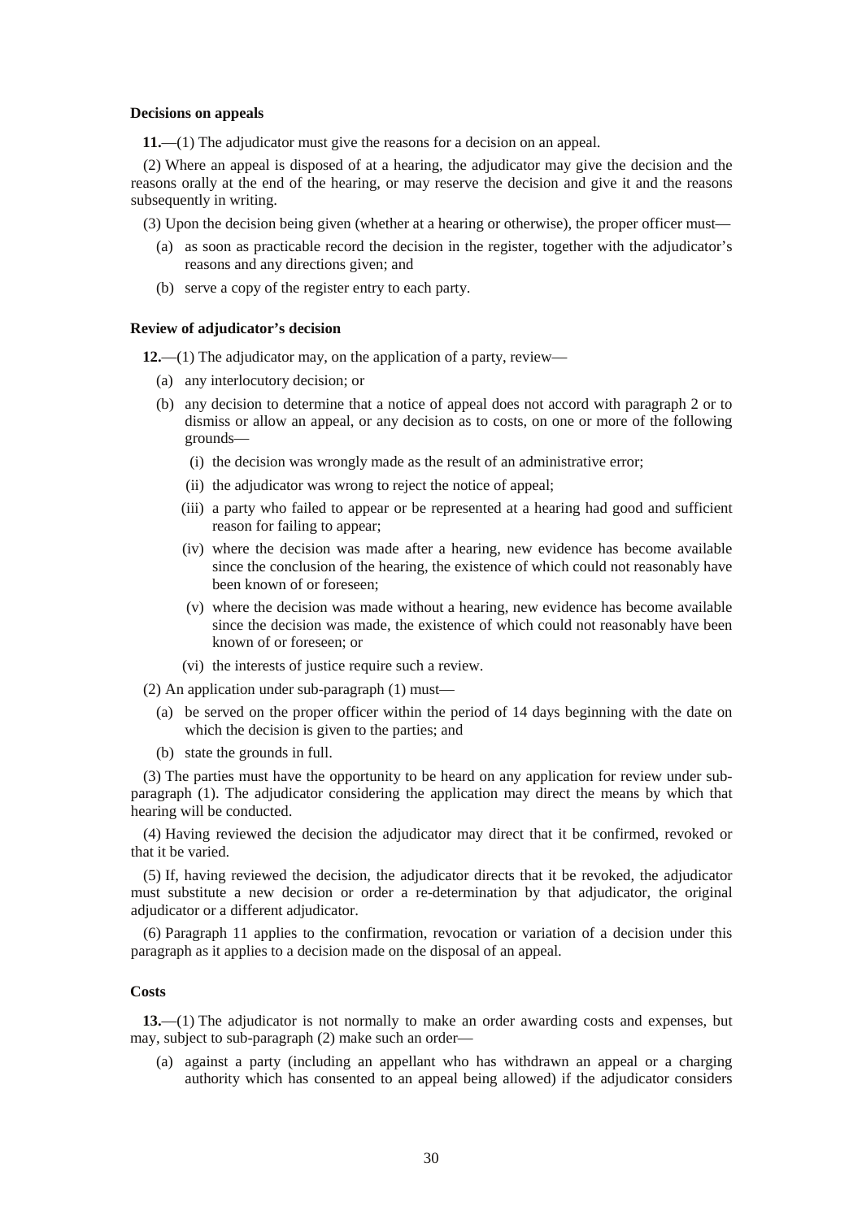**Decisions on appeals**

**11.**—(1) The adjudicator must give the reasons for a decision on an appeal.

(2) Where an appeal is disposed of at a hearing, the adjudicator may give the decision and the reasons orally at the end of the hearing, or may reserve the decision and give it and the reasons subsequently in writing.

(3) Upon the decision being given (whether at a hearing or otherwise), the proper officer must—

- (a) as soon as practicable record the decision in the register, together with the adjudicator's reasons and any directions given; and
- (b) serve a copy of the register entry to each party.

**Review of adjudicator's decision**

**12.**—(1) The adjudicator may, on the application of a party, review—

- (a) any interlocutory decision; or
- (b) any decision to determine that a notice of appeal does not accord with paragraph 2 or to dismiss or allow an appeal, or any decision as to costs, on one or more of the following grounds—
  - (i) the decision was wrongly made as the result of an administrative error;
  - (ii) the adjudicator was wrong to reject the notice of appeal;
  - (iii) a party who failed to appear or be represented at a hearing had good and sufficient reason for failing to appear;
  - (iv) where the decision was made after a hearing, new evidence has become available since the conclusion of the hearing, the existence of which could not reasonably have been known of or foreseen;
  - (v) where the decision was made without a hearing, new evidence has become available since the decision was made, the existence of which could not reasonably have been known of or foreseen; or
  - (vi) the interests of justice require such a review.

(2) An application under sub-paragraph (1) must—

- (a) be served on the proper officer within the period of 14 days beginning with the date on which the decision is given to the parties; and
- (b) state the grounds in full.

(3) The parties must have the opportunity to be heard on any application for review under sub-paragraph (1). The adjudicator considering the application may direct the means by which that hearing will be conducted.

(4) Having reviewed the decision the adjudicator may direct that it be confirmed, revoked or that it be varied.

(5) If, having reviewed the decision, the adjudicator directs that it be revoked, the adjudicator must substitute a new decision or order a re-determination by that adjudicator, the original adjudicator or a different adjudicator.

(6) Paragraph 11 applies to the confirmation, revocation or variation of a decision under this paragraph as it applies to a decision made on the disposal of an appeal.

**Costs**

**13.**—(1) The adjudicator is not normally to make an order awarding costs and expenses, but may, subject to sub-paragraph (2) make such an order—

- (a) against a party (including an appellant who has withdrawn an appeal or a charging authority which has consented to an appeal being allowed) if the adjudicator considers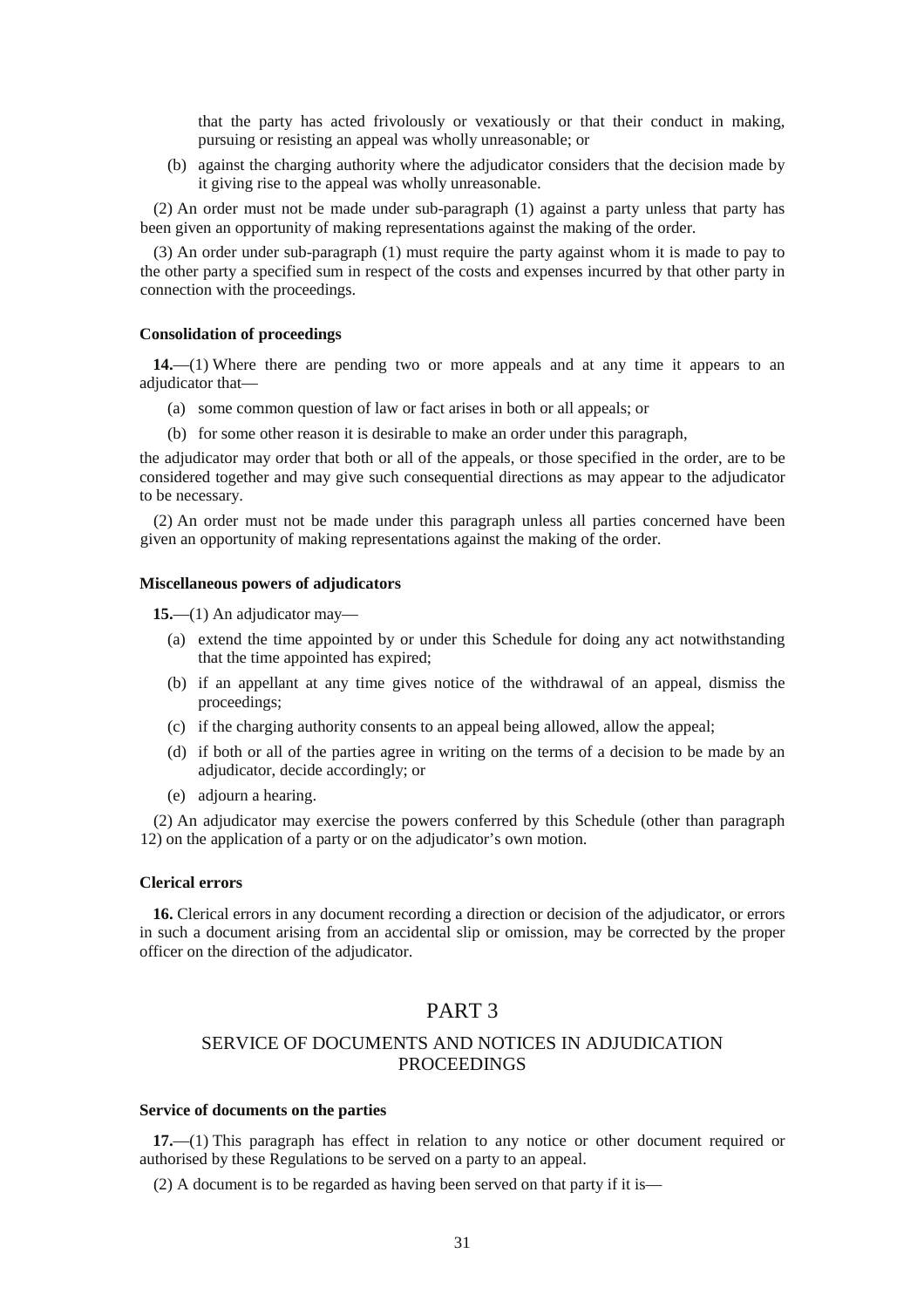that the party has acted frivolously or vexatiously or that their conduct in making, pursuing or resisting an appeal was wholly unreasonable; or

(b) against the charging authority where the adjudicator considers that the decision made by it giving rise to the appeal was wholly unreasonable.

(2) An order must not be made under sub-paragraph (1) against a party unless that party has been given an opportunity of making representations against the making of the order.

(3) An order under sub-paragraph (1) must require the party against whom it is made to pay to the other party a specified sum in respect of the costs and expenses incurred by that other party in connection with the proceedings.

**Consolidation of proceedings**

**14.**—(1) Where there are pending two or more appeals and at any time it appears to an adjudicator that—

(a) some common question of law or fact arises in both or all appeals; or

(b) for some other reason it is desirable to make an order under this paragraph,

the adjudicator may order that both or all of the appeals, or those specified in the order, are to be considered together and may give such consequential directions as may appear to the adjudicator to be necessary.

(2) An order must not be made under this paragraph unless all parties concerned have been given an opportunity of making representations against the making of the order.

**Miscellaneous powers of adjudicators**

**15.**—(1) An adjudicator may—

(a) extend the time appointed by or under this Schedule for doing any act notwithstanding that the time appointed has expired;

(b) if an appellant at any time gives notice of the withdrawal of an appeal, dismiss the proceedings;

(c) if the charging authority consents to an appeal being allowed, allow the appeal;

(d) if both or all of the parties agree in writing on the terms of a decision to be made by an adjudicator, decide accordingly; or

(e) adjourn a hearing.

(2) An adjudicator may exercise the powers conferred by this Schedule (other than paragraph 12) on the application of a party or on the adjudicator's own motion.

**Clerical errors**

**16.** Clerical errors in any document recording a direction or decision of the adjudicator, or errors in such a document arising from an accidental slip or omission, may be corrected by the proper officer on the direction of the adjudicator.

## PART 3

## SERVICE OF DOCUMENTS AND NOTICES IN ADJUDICATION PROCEEDINGS

**Service of documents on the parties**

**17.**—(1) This paragraph has effect in relation to any notice or other document required or authorised by these Regulations to be served on a party to an appeal.

(2) A document is to be regarded as having been served on that party if it is—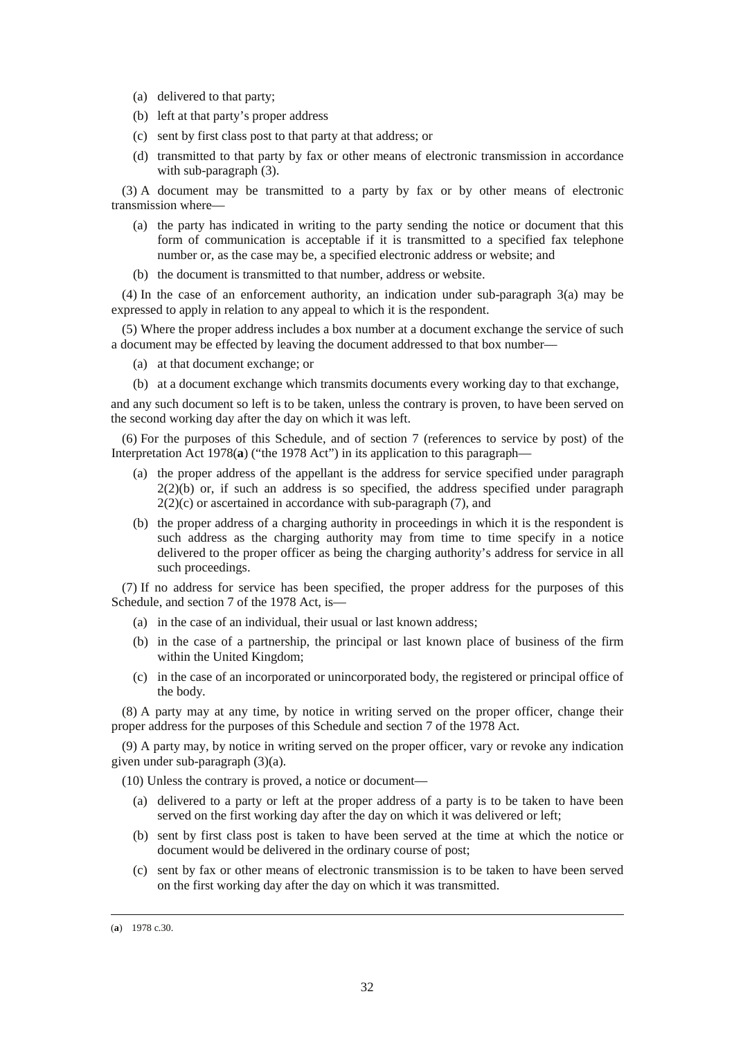(a) delivered to that party;

(b) left at that party's proper address

(c) sent by first class post to that party at that address; or

(d) transmitted to that party by fax or other means of electronic transmission in accordance with sub-paragraph (3).

(3) A document may be transmitted to a party by fax or by other means of electronic transmission where—

(a) the party has indicated in writing to the party sending the notice or document that this form of communication is acceptable if it is transmitted to a specified fax telephone number or, as the case may be, a specified electronic address or website; and

(b) the document is transmitted to that number, address or website.

(4) In the case of an enforcement authority, an indication under sub-paragraph 3(a) may be expressed to apply in relation to any appeal to which it is the respondent.

(5) Where the proper address includes a box number at a document exchange the service of such a document may be effected by leaving the document addressed to that box number—

(a) at that document exchange; or

(b) at a document exchange which transmits documents every working day to that exchange,

and any such document so left is to be taken, unless the contrary is proven, to have been served on the second working day after the day on which it was left.

(6) For the purposes of this Schedule, and of section 7 (references to service by post) of the Interpretation Act 1978(**a**) ("the 1978 Act") in its application to this paragraph—

(a) the proper address of the appellant is the address for service specified under paragraph 2(2)(b) or, if such an address is so specified, the address specified under paragraph 2(2)(c) or ascertained in accordance with sub-paragraph (7), and

(b) the proper address of a charging authority in proceedings in which it is the respondent is such address as the charging authority may from time to time specify in a notice delivered to the proper officer as being the charging authority's address for service in all such proceedings.

(7) If no address for service has been specified, the proper address for the purposes of this Schedule, and section 7 of the 1978 Act, is—

(a) in the case of an individual, their usual or last known address;

(b) in the case of a partnership, the principal or last known place of business of the firm within the United Kingdom;

(c) in the case of an incorporated or unincorporated body, the registered or principal office of the body.

(8) A party may at any time, by notice in writing served on the proper officer, change their proper address for the purposes of this Schedule and section 7 of the 1978 Act.

(9) A party may, by notice in writing served on the proper officer, vary or revoke any indication given under sub-paragraph (3)(a).

(10) Unless the contrary is proved, a notice or document—

(a) delivered to a party or left at the proper address of a party is to be taken to have been served on the first working day after the day on which it was delivered or left;

(b) sent by first class post is taken to have been served at the time at which the notice or document would be delivered in the ordinary course of post;

(c) sent by fax or other means of electronic transmission is to be taken to have been served on the first working day after the day on which it was transmitted.

---

(**a**) 1978 c.30.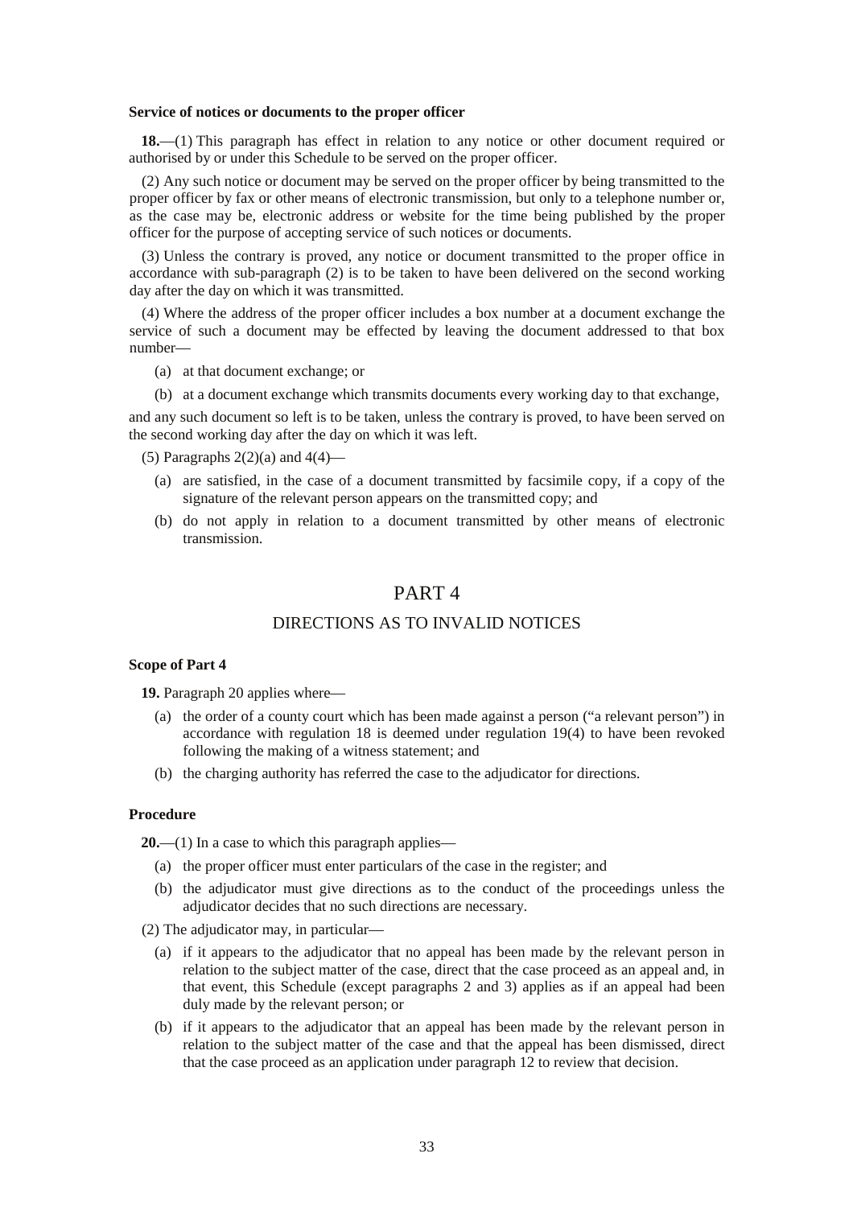#### Service of notices or documents to the proper officer

**18.**—(1) This paragraph has effect in relation to any notice or other document required or authorised by or under this Schedule to be served on the proper officer.

(2) Any such notice or document may be served on the proper officer by being transmitted to the proper officer by fax or other means of electronic transmission, but only to a telephone number or, as the case may be, electronic address or website for the time being published by the proper officer for the purpose of accepting service of such notices or documents.

(3) Unless the contrary is proved, any notice or document transmitted to the proper office in accordance with sub-paragraph (2) is to be taken to have been delivered on the second working day after the day on which it was transmitted.

(4) Where the address of the proper officer includes a box number at a document exchange the service of such a document may be effected by leaving the document addressed to that box number—

- (a) at that document exchange; or
- (b) at a document exchange which transmits documents every working day to that exchange,

and any such document so left is to be taken, unless the contrary is proved, to have been served on the second working day after the day on which it was left.

(5) Paragraphs 2(2)(a) and 4(4)—

- (a) are satisfied, in the case of a document transmitted by facsimile copy, if a copy of the signature of the relevant person appears on the transmitted copy; and
- (b) do not apply in relation to a document transmitted by other means of electronic transmission.

# PART 4

## DIRECTIONS AS TO INVALID NOTICES

#### Scope of Part 4

**19.** Paragraph 20 applies where—

- (a) the order of a county court which has been made against a person ("a relevant person") in accordance with regulation 18 is deemed under regulation 19(4) to have been revoked following the making of a witness statement; and
- (b) the charging authority has referred the case to the adjudicator for directions.

#### Procedure

**20.**—(1) In a case to which this paragraph applies—

- (a) the proper officer must enter particulars of the case in the register; and
- (b) the adjudicator must give directions as to the conduct of the proceedings unless the adjudicator decides that no such directions are necessary.

(2) The adjudicator may, in particular—

- (a) if it appears to the adjudicator that no appeal has been made by the relevant person in relation to the subject matter of the case, direct that the case proceed as an appeal and, in that event, this Schedule (except paragraphs 2 and 3) applies as if an appeal had been duly made by the relevant person; or
- (b) if it appears to the adjudicator that an appeal has been made by the relevant person in relation to the subject matter of the case and that the appeal has been dismissed, direct that the case proceed as an application under paragraph 12 to review that decision.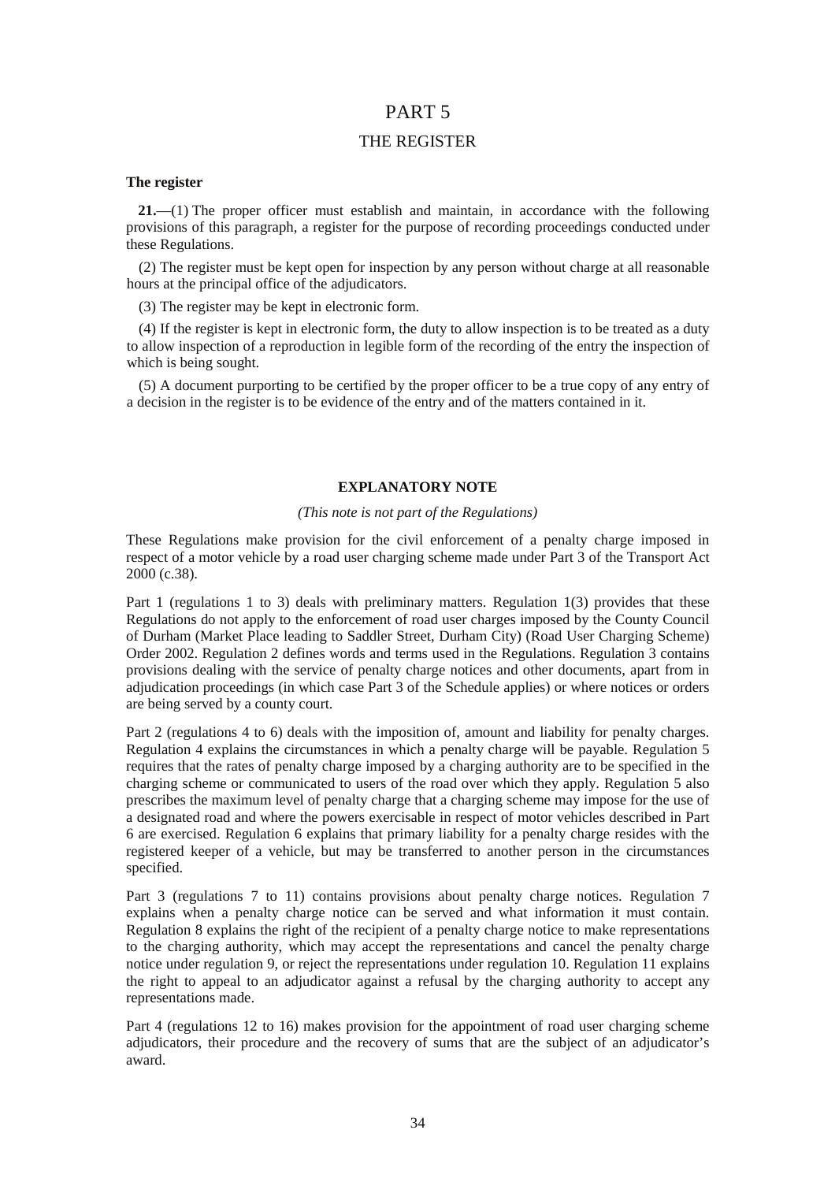# PART 5

## THE REGISTER

### The register

**21.**—(1) The proper officer must establish and maintain, in accordance with the following provisions of this paragraph, a register for the purpose of recording proceedings conducted under these Regulations.

(2) The register must be kept open for inspection by any person without charge at all reasonable hours at the principal office of the adjudicators.

(3) The register may be kept in electronic form.

(4) If the register is kept in electronic form, the duty to allow inspection is to be treated as a duty to allow inspection of a reproduction in legible form of the recording of the entry the inspection of which is being sought.

(5) A document purporting to be certified by the proper officer to be a true copy of any entry of a decision in the register is to be evidence of the entry and of the matters contained in it.

## EXPLANATORY NOTE

*(This note is not part of the Regulations)*

These Regulations make provision for the civil enforcement of a penalty charge imposed in respect of a motor vehicle by a road user charging scheme made under Part 3 of the Transport Act 2000 (c.38).

Part 1 (regulations 1 to 3) deals with preliminary matters. Regulation 1(3) provides that these Regulations do not apply to the enforcement of road user charges imposed by the County Council of Durham (Market Place leading to Saddler Street, Durham City) (Road User Charging Scheme) Order 2002. Regulation 2 defines words and terms used in the Regulations. Regulation 3 contains provisions dealing with the service of penalty charge notices and other documents, apart from in adjudication proceedings (in which case Part 3 of the Schedule applies) or where notices or orders are being served by a county court.

Part 2 (regulations 4 to 6) deals with the imposition of, amount and liability for penalty charges. Regulation 4 explains the circumstances in which a penalty charge will be payable. Regulation 5 requires that the rates of penalty charge imposed by a charging authority are to be specified in the charging scheme or communicated to users of the road over which they apply. Regulation 5 also prescribes the maximum level of penalty charge that a charging scheme may impose for the use of a designated road and where the powers exercisable in respect of motor vehicles described in Part 6 are exercised. Regulation 6 explains that primary liability for a penalty charge resides with the registered keeper of a vehicle, but may be transferred to another person in the circumstances specified.

Part 3 (regulations 7 to 11) contains provisions about penalty charge notices. Regulation 7 explains when a penalty charge notice can be served and what information it must contain. Regulation 8 explains the right of the recipient of a penalty charge notice to make representations to the charging authority, which may accept the representations and cancel the penalty charge notice under regulation 9, or reject the representations under regulation 10. Regulation 11 explains the right to appeal to an adjudicator against a refusal by the charging authority to accept any representations made.

Part 4 (regulations 12 to 16) makes provision for the appointment of road user charging scheme adjudicators, their procedure and the recovery of sums that are the subject of an adjudicator's award.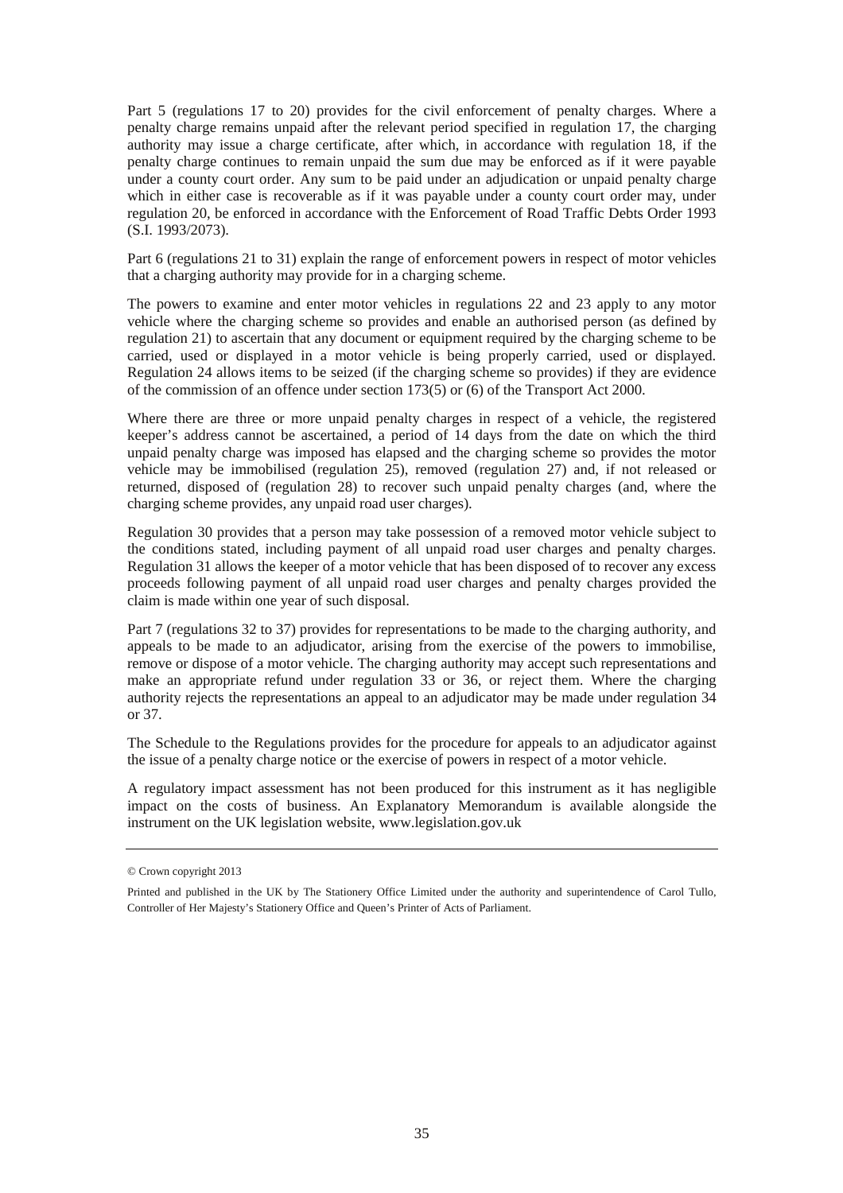Part 5 (regulations 17 to 20) provides for the civil enforcement of penalty charges. Where a penalty charge remains unpaid after the relevant period specified in regulation 17, the charging authority may issue a charge certificate, after which, in accordance with regulation 18, if the penalty charge continues to remain unpaid the sum due may be enforced as if it were payable under a county court order. Any sum to be paid under an adjudication or unpaid penalty charge which in either case is recoverable as if it was payable under a county court order may, under regulation 20, be enforced in accordance with the Enforcement of Road Traffic Debts Order 1993 (S.I. 1993/2073).

Part 6 (regulations 21 to 31) explain the range of enforcement powers in respect of motor vehicles that a charging authority may provide for in a charging scheme.

The powers to examine and enter motor vehicles in regulations 22 and 23 apply to any motor vehicle where the charging scheme so provides and enable an authorised person (as defined by regulation 21) to ascertain that any document or equipment required by the charging scheme to be carried, used or displayed in a motor vehicle is being properly carried, used or displayed. Regulation 24 allows items to be seized (if the charging scheme so provides) if they are evidence of the commission of an offence under section 173(5) or (6) of the Transport Act 2000.

Where there are three or more unpaid penalty charges in respect of a vehicle, the registered keeper's address cannot be ascertained, a period of 14 days from the date on which the third unpaid penalty charge was imposed has elapsed and the charging scheme so provides the motor vehicle may be immobilised (regulation 25), removed (regulation 27) and, if not released or returned, disposed of (regulation 28) to recover such unpaid penalty charges (and, where the charging scheme provides, any unpaid road user charges).

Regulation 30 provides that a person may take possession of a removed motor vehicle subject to the conditions stated, including payment of all unpaid road user charges and penalty charges. Regulation 31 allows the keeper of a motor vehicle that has been disposed of to recover any excess proceeds following payment of all unpaid road user charges and penalty charges provided the claim is made within one year of such disposal.

Part 7 (regulations 32 to 37) provides for representations to be made to the charging authority, and appeals to be made to an adjudicator, arising from the exercise of the powers to immobilise, remove or dispose of a motor vehicle. The charging authority may accept such representations and make an appropriate refund under regulation 33 or 36, or reject them. Where the charging authority rejects the representations an appeal to an adjudicator may be made under regulation 34 or 37.

The Schedule to the Regulations provides for the procedure for appeals to an adjudicator against the issue of a penalty charge notice or the exercise of powers in respect of a motor vehicle.

A regulatory impact assessment has not been produced for this instrument as it has negligible impact on the costs of business. An Explanatory Memorandum is available alongside the instrument on the UK legislation website, www.legislation.gov.uk

---

© Crown copyright 2013

Printed and published in the UK by The Stationery Office Limited under the authority and superintendence of Carol Tullo, Controller of Her Majesty's Stationery Office and Queen's Printer of Acts of Parliament.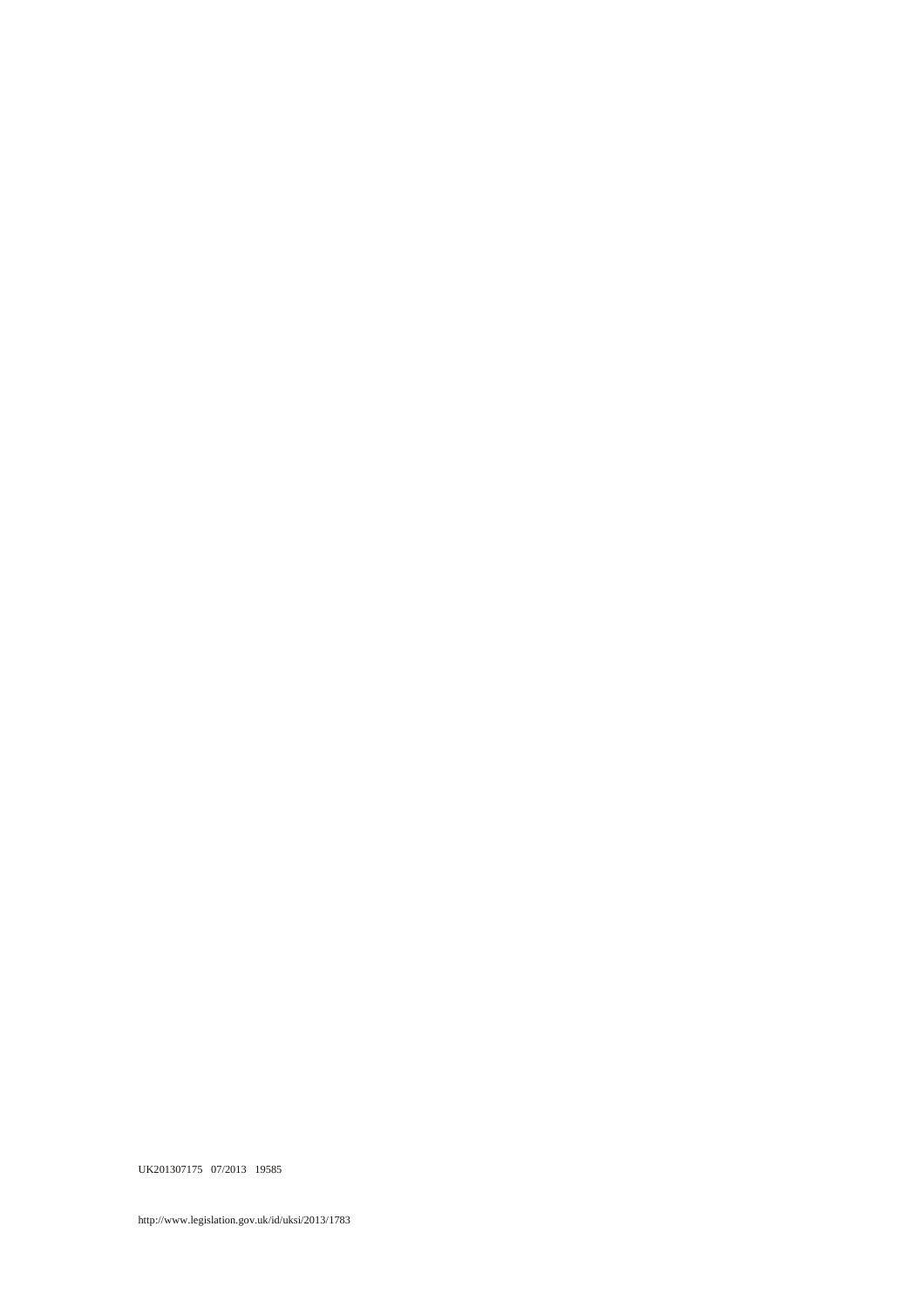UK201307175 07/2013 19585

http://www.legislation.gov.uk/id/uksi/2013/1783